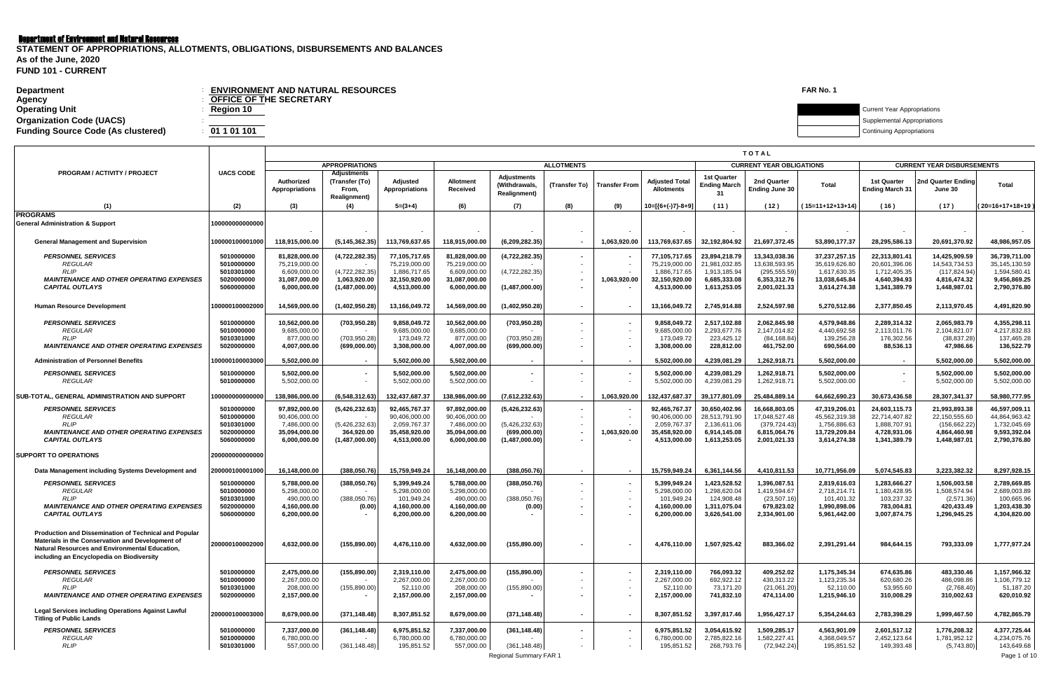Department of Environment and Natural Resources

**STATEMENT OF APPROPRIATIONS, ALLOTMENTS, OBLIGATIONS, DISBURSEMENTS AND BALANCES**
**As of the June, 2020**
**FUND 101 - CURRENT**

**Department** : ENVIRONMENT AND NATURAL RESOURCES
**Agency** : OFFICE OF THE SECRETARY
**Operating Unit** : Region 10
**Organization Code (UACS)** :
**Funding Source Code (As clustered)** : 01 1 01 101

FAR No. 1

Current Year Appropriations
Supplemental Appropriations
Continuing Appropriations

| PROGRAM / ACTIVITY / PROJECT | UACS CODE | TOTAL | | | | | | | | | | | | | | |
|---|---|---|---|---|---|---|---|---|---|---|---|---|---|---|---|---|
| | | APPROPRIATIONS | | | ALLOTMENTS | | | | | CURRENT YEAR OBLIGATIONS | | | CURRENT YEAR DISBURSEMENTS | | | |
| | | Authorized Appropriations | Adjustments (Transfer (To) From, Realignment) | Adjusted Appropriations | Allotment Received | Adjustments (Withdrawals, Realignment) | (Transfer To) | Transfer From | Adjusted Total Allotments | 1st Quarter Ending March 31 | 2nd Quarter Ending June 30 | Total | 1st Quarter Ending March 31 | 2nd Quarter Ending June 30 | Total | |
| (1) | (2) | (3) | (4) | 5=(3+4) | (6) | (7) | (8) | (9) | 10=[(6+(-)7)-8+9] | (11) | (12) | (15=11+12+13+14) | (16) | (17) | (20=16+17+18+19) | |
| **PROGRAMS** | | | | | | | | | | | | | | | | |
| **General Administration & Support** | 100000000000000 | - | - | - | - | - | - | - | - | - | - | - | - | - | - | |
| **General Management and Supervision** | 100000100001000 | 118,915,000.00 | (5,145,362.35) | 113,769,637.65 | 118,915,000.00 | (6,209,282.35) | - | 1,063,920.00 | 113,769,637.65 | 32,192,804.92 | 21,697,372.45 | 53,890,177.37 | 28,295,586.13 | 20,691,370.92 | 48,986,957.05 | |
| *PERSONNEL SERVICES* | 5010000000 | 81,828,000.00 | (4,722,282.35) | 77,105,717.65 | 81,828,000.00 | (4,722,282.35) | - | - | 77,105,717.65 | 23,894,218.79 | 13,343,038.36 | 37,237,257.15 | 22,313,801.41 | 14,425,909.59 | 36,739,711.00 | |
| *REGULAR* | 5010000000 | 75,219,000.00 | - | 75,219,000.00 | 75,219,000.00 | - | - | - | 75,219,000.00 | 21,981,032.85 | 13,638,593.95 | 35,619,626.80 | 20,601,396.06 | 14,543,734.53 | 35,145,130.59 | |
| *RLIP* | 5010301000 | 6,609,000.00 | (4,722,282.35) | 1,886,717.65 | 6,609,000.00 | (4,722,282.35) | - | - | 1,886,717.65 | 1,913,185.94 | (295,555.59) | 1,617,630.35 | 1,712,405.35 | (117,824.94) | 1,594,580.41 | |
| *MAINTENANCE AND OTHER OPERATING EXPENSES* | 5020000000 | 31,087,000.00 | 1,063,920.00 | 32,150,920.00 | 31,087,000.00 | - | - | 1,063,920.00 | 32,150,920.00 | 6,685,333.08 | 6,353,312.76 | 13,038,645.84 | 4,640,394.93 | 4,816,474.32 | 9,456,869.25 | |
| *CAPITAL OUTLAYS* | 5060000000 | 6,000,000.00 | (1,487,000.00) | 4,513,000.00 | 6,000,000.00 | (1,487,000.00) | - | - | 4,513,000.00 | 1,613,253.05 | 2,001,021.33 | 3,614,274.38 | 1,341,389.79 | 1,448,987.01 | 2,790,376.80 | |
| **Human Resource Development** | 100000100002000 | 14,569,000.00 | (1,402,950.28) | 13,166,049.72 | 14,569,000.00 | (1,402,950.28) | - | - | 13,166,049.72 | 2,745,914.88 | 2,524,597.98 | 5,270,512.86 | 2,377,850.45 | 2,113,970.45 | 4,491,820.90 | |
| *PERSONNEL SERVICES* | 5010000000 | 10,562,000.00 | (703,950.28) | 9,858,049.72 | 10,562,000.00 | (703,950.28) | - | - | 9,858,049.72 | 2,517,102.88 | 2,062,845.98 | 4,579,948.86 | 2,289,314.32 | 2,065,983.79 | 4,355,298.11 | |
| *REGULAR* | 5010000000 | 9,685,000.00 | - | 9,685,000.00 | 9,685,000.00 | - | - | - | 9,685,000.00 | 2,293,677.76 | 2,147,014.82 | 4,440,692.58 | 2,113,011.76 | 2,104,821.07 | 4,217,832.83 | |
| *RLIP* | 5010301000 | 877,000.00 | (703,950.28) | 173,049.72 | 877,000.00 | (703,950.28) | - | - | 173,049.72 | 223,425.12 | (84,168.84) | 139,256.28 | 176,302.56 | (38,837.28) | 137,465.28 | |
| *MAINTENANCE AND OTHER OPERATING EXPENSES* | 5020000000 | 4,007,000.00 | (699,000.00) | 3,308,000.00 | 4,007,000.00 | (699,000.00) | - | - | 3,308,000.00 | 228,812.00 | 461,752.00 | 690,564.00 | 88,536.13 | 47,986.66 | 136,522.79 | |
| **Administration of Personnel Benefits** | 100000100003000 | 5,502,000.00 | - | 5,502,000.00 | 5,502,000.00 | - | - | - | 5,502,000.00 | 4,239,081.29 | 1,262,918.71 | 5,502,000.00 | - | 5,502,000.00 | 5,502,000.00 | |
| *PERSONNEL SERVICES* | 5010000000 | 5,502,000.00 | - | 5,502,000.00 | 5,502,000.00 | - | - | - | 5,502,000.00 | 4,239,081.29 | 1,262,918.71 | 5,502,000.00 | - | 5,502,000.00 | 5,502,000.00 | |
| *REGULAR* | 5010000000 | 5,502,000.00 | - | 5,502,000.00 | 5,502,000.00 | - | - | - | 5,502,000.00 | 4,239,081.29 | 1,262,918.71 | 5,502,000.00 | - | 5,502,000.00 | 5,502,000.00 | |
| **SUB-TOTAL, GENERAL ADMINISTRATION AND SUPPORT** | 100000000000000 | 138,986,000.00 | (6,548,312.63) | 132,437,687.37 | 138,986,000.00 | (7,612,232.63) | - | 1,063,920.00 | 132,437,687.37 | 39,177,801.09 | 25,484,889.14 | 64,662,690.23 | 30,673,436.58 | 28,307,341.37 | 58,980,777.95 | |
| *PERSONNEL SERVICES* | 5010000000 | 97,892,000.00 | (5,426,232.63) | 92,465,767.37 | 97,892,000.00 | (5,426,232.63) | - | - | 92,465,767.37 | 30,650,402.96 | 16,668,803.05 | 47,319,206.01 | 24,603,115.73 | 21,993,893.38 | 46,597,009.11 | |
| *REGULAR* | 5010000000 | 90,406,000.00 | - | 90,406,000.00 | 90,406,000.00 | - | - | - | 90,406,000.00 | 28,513,791.90 | 17,048,527.48 | 45,562,319.38 | 22,714,407.82 | 22,150,555.60 | 44,864,963.42 | |
| *RLIP* | 5010301000 | 7,486,000.00 | (5,426,232.63) | 2,059,767.37 | 7,486,000.00 | (5,426,232.63) | - | - | 2,059,767.37 | 2,136,611.06 | (379,724.43) | 1,756,886.63 | 1,888,707.91 | (156,662.22) | 1,732,045.69 | |
| *MAINTENANCE AND OTHER OPERATING EXPENSES* | 5020000000 | 35,094,000.00 | 364,920.00 | 35,458,920.00 | 35,094,000.00 | (699,000.00) | - | 1,063,920.00 | 35,458,920.00 | 6,914,145.08 | 6,815,064.76 | 13,729,209.84 | 4,728,931.06 | 4,864,460.98 | 9,593,392.04 | |
| *CAPITAL OUTLAYS* | 5060000000 | 6,000,000.00 | (1,487,000.00) | 4,513,000.00 | 6,000,000.00 | (1,487,000.00) | - | - | 4,513,000.00 | 1,613,253.05 | 2,001,021.33 | 3,614,274.38 | 1,341,389.79 | 1,448,987.01 | 2,790,376.80 | |
| **SUPPORT TO OPERATIONS** | 200000000000000 | | | | | | | | | | | | | | | |
| **Data Management including Systems Development and** | 200000100001000 | 16,148,000.00 | (388,050.76) | 15,759,949.24 | 16,148,000.00 | (388,050.76) | - | - | 15,759,949.24 | 6,361,144.56 | 4,410,811.53 | 10,771,956.09 | 5,074,545.83 | 3,223,382.32 | 8,297,928.15 | |
| *PERSONNEL SERVICES* | 5010000000 | 5,788,000.00 | (388,050.76) | 5,399,949.24 | 5,788,000.00 | (388,050.76) | - | - | 5,399,949.24 | 1,423,528.52 | 1,396,087.51 | 2,819,616.03 | 1,283,666.27 | 1,506,003.58 | 2,789,669.85 | |
| *REGULAR* | 5010000000 | 5,298,000.00 | - | 5,298,000.00 | 5,298,000.00 | - | - | - | 5,298,000.00 | 1,298,620.04 | 1,419,594.67 | 2,718,214.71 | 1,180,428.95 | 1,508,574.94 | 2,689,003.89 | |
| *RLIP* | 5010301000 | 490,000.00 | (388,050.76) | 101,949.24 | 490,000.00 | (388,050.76) | - | - | 101,949.24 | 124,908.48 | (23,507.16) | 101,401.32 | 103,237.32 | (2,571.36) | 100,665.96 | |
| *MAINTENANCE AND OTHER OPERATING EXPENSES* | 5020000000 | 4,160,000.00 | (0.00) | 4,160,000.00 | 4,160,000.00 | (0.00) | - | - | 4,160,000.00 | 1,311,075.04 | 679,823.02 | 1,990,898.06 | 783,004.81 | 420,433.49 | 1,203,438.30 | |
| *CAPITAL OUTLAYS* | 5060000000 | 6,200,000.00 | - | 6,200,000.00 | 6,200,000.00 | - | - | - | 6,200,000.00 | 3,626,541.00 | 2,334,901.00 | 5,961,442.00 | 3,007,874.75 | 1,296,945.25 | 4,304,820.00 | |
| **Production and Dissemination of Technical and Popular Materials in the Conservation and Development of Natural Resources and Environmental Education, including an Encyclopedia on Biodiversity** | 200000100002000 | 4,632,000.00 | (155,890.00) | 4,476,110.00 | 4,632,000.00 | (155,890.00) | - | - | 4,476,110.00 | 1,507,925.42 | 883,366.02 | 2,391,291.44 | 984,644.15 | 793,333.09 | 1,777,977.24 | |
| *PERSONNEL SERVICES* | 5010000000 | 2,475,000.00 | (155,890.00) | 2,319,110.00 | 2,475,000.00 | (155,890.00) | - | - | 2,319,110.00 | 766,093.32 | 409,252.02 | 1,175,345.34 | 674,635.86 | 483,330.46 | 1,157,966.32 | |
| *REGULAR* | 5010000000 | 2,267,000.00 | - | 2,267,000.00 | 2,267,000.00 | - | - | - | 2,267,000.00 | 692,922.12 | 430,313.22 | 1,123,235.34 | 620,680.26 | 486,098.86 | 1,106,779.12 | |
| *RLIP* | 5010301000 | 208,000.00 | (155,890.00) | 52,110.00 | 208,000.00 | (155,890.00) | - | - | 52,110.00 | 73,171.20 | (21,061.20) | 52,110.00 | 53,955.60 | (2,768.40) | 51,187.20 | |
| *MAINTENANCE AND OTHER OPERATING EXPENSES* | 5020000000 | 2,157,000.00 | - | 2,157,000.00 | 2,157,000.00 | - | - | - | 2,157,000.00 | 741,832.10 | 474,114.00 | 1,215,946.10 | 310,008.29 | 310,002.63 | 620,010.92 | |
| **Legal Services including Operations Against Lawful Titling of Public Lands** | 200000100003000 | 8,679,000.00 | (371,148.48) | 8,307,851.52 | 8,679,000.00 | (371,148.48) | - | - | 8,307,851.52 | 3,397,817.46 | 1,956,427.17 | 5,354,244.63 | 2,783,398.29 | 1,999,467.50 | 4,782,865.79 | |
| *PERSONNEL SERVICES* | 5010000000 | 7,337,000.00 | (361,148.48) | 6,975,851.52 | 7,337,000.00 | (361,148.48) | - | - | 6,975,851.52 | 3,054,615.92 | 1,509,285.17 | 4,563,901.09 | 2,601,517.12 | 1,776,208.32 | 4,377,725.44 | |
| *REGULAR* | 5010000000 | 6,780,000.00 | - | 6,780,000.00 | 6,780,000.00 | - | - | - | 6,780,000.00 | 2,785,822.16 | 1,582,227.41 | 4,368,049.57 | 2,452,123.64 | 1,781,952.12 | 4,234,075.76 | |
| *RLIP* | 5010301000 | 557,000.00 | (361,148.48) | 195,851.52 | 557,000.00 | (361,148.48) | - | - | 195,851.52 | 268,793.76 | (72,942.24) | 195,851.52 | 149,393.48 | (5,743.80) | 143,649.68 | |

Regional Summary FAR 1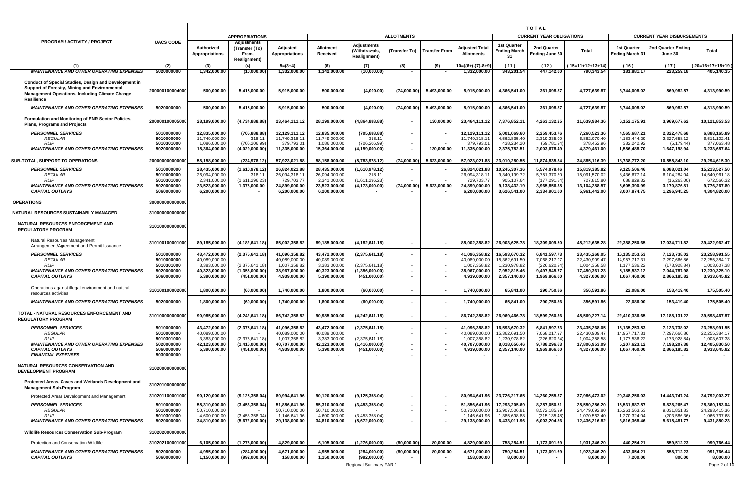| PROGRAM / ACTIVITY / PROJECT | UACS CODE | TOTAL | | | | | | | | | | | | | | | |
|---|---|---|---|---|---|---|---|---|---|---|---|---|---|---|---|---|---|
| | | APPROPRIATIONS | | | ALLOTMENTS | | | | | CURRENT YEAR OBLIGATIONS | | | CURRENT YEAR DISBURSEMENTS | | |
| | | Authorized Appropriations | Adjustments (Transfer (To) From, Realignment) | Adjusted Appropriations | Allotment Received | Adjustments (Withdrawals, Realignment) | (Transfer To) | Transfer From | Adjusted Total Allotments | 1st Quarter Ending March 31 | 2nd Quarter Ending June 30 | Total | 1st Quarter Ending March 31 | 2nd Quarter Ending June 30 | Total |
| (1) | (2) | (3) | (4) | 5=(3+4) | (6) | (7) | (8) | (9) | 10=[{6+(-)7}-8+9] | (11) | (12) | (15=11+12+13+14) | (16) | (17) | (20=16+17+18+19) |
| *MAINTENANCE AND OTHER OPERATING EXPENSES* | 5020000000 | 1,342,000.00 | (10,000.00) | 1,332,000.00 | 1,342,000.00 | (10,000.00) | - | - | 1,332,000.00 | 343,201.54 | 447,142.00 | 790,343.54 | 181,881.17 | 223,259.18 | 405,140.35 |
| **Conduct of Special Studies, Design and Development in Support of Forestry, Mining and Environmental Management Operations, Including Climate Change Resilience** | 200000100004000 | 500,000.00 | 5,415,000.00 | 5,915,000.00 | 500,000.00 | (4,000.00) | (74,000.00) | 5,493,000.00 | 5,915,000.00 | 4,366,541.00 | 361,098.87 | 4,727,639.87 | 3,744,008.02 | 569,982.57 | 4,313,990.59 |
| *MAINTENANCE AND OTHER OPERATING EXPENSES* | 5020000000 | 500,000.00 | 5,415,000.00 | 5,915,000.00 | 500,000.00 | (4,000.00) | (74,000.00) | 5,493,000.00 | 5,915,000.00 | 4,366,541.00 | 361,098.87 | 4,727,639.87 | 3,744,008.02 | 569,982.57 | 4,313,990.59 |
| **Formulation and Monitoring of ENR Sector Policies, Plans, Programs and Projects** | 200000100005000 | 28,199,000.00 | (4,734,888.88) | 23,464,111.12 | 28,199,000.00 | (4,864,888.88) | - | 130,000.00 | 23,464,111.12 | 7,376,852.11 | 4,263,132.25 | 11,639,984.36 | 6,152,175.91 | 3,969,677.62 | 10,121,853.53 |
| *PERSONNEL SERVICES* | 5010000000 | 12,835,000.00 | (705,888.88) | 12,129,111.12 | 12,835,000.00 | (705,888.88) | - | - | 12,129,111.12 | 5,001,069.60 | 2,259,453.76 | 7,260,523.36 | 4,565,687.21 | 2,322,478.68 | 6,888,165.89 |
| *REGULAR* | 5010000000 | 11,749,000.00 | 318.11 | 11,749,318.11 | 11,749,000.00 | 318.11 | - | - | 11,749,318.11 | 4,562,835.40 | 2,319,235.00 | 6,882,070.40 | 4,183,444.29 | 2,327,658.12 | 6,511,102.41 |
| *RLIP* | 5010301000 | 1,086,000.00 | (706,206.99) | 379,793.01 | 1,086,000.00 | (706,206.99) | - | - | 379,793.01 | 438,234.20 | (59,781.24) | 378,452.96 | 382,242.92 | (5,179.44) | 377,063.48 |
| *MAINTENANCE AND OTHER OPERATING EXPENSES* | 5020000000 | 15,364,000.00 | (4,029,000.00) | 11,335,000.00 | 15,364,000.00 | (4,159,000.00) | - | 130,000.00 | 11,335,000.00 | 2,375,782.51 | 2,003,678.49 | 4,379,461.00 | 1,586,488.70 | 1,647,198.94 | 3,233,687.64 |
| **SUB-TOTAL, SUPPORT TO OPERATIONS** | 200000000000000 | 58,158,000.00 | (234,978.12) | 57,923,021.88 | 58,158,000.00 | (5,783,978.12) | (74,000.00) | 5,623,000.00 | 57,923,021.88 | 23,010,280.55 | 11,874,835.84 | 34,885,116.39 | 18,738,772.20 | 10,555,843.10 | 29,294,615.30 |
| *PERSONNEL SERVICES* | 5010000000 | 28,435,000.00 | (1,610,978.12) | 26,824,021.88 | 28,435,000.00 | (1,610,978.12) | - | - | 26,824,021.88 | 10,245,307.36 | 5,574,078.46 | 15,819,385.82 | 9,125,506.46 | 6,088,021.04 | 15,213,527.50 |
| *REGULAR* | 5010000000 | 26,094,000.00 | 318.11 | 26,094,318.11 | 26,094,000.00 | 318.11 | - | - | 26,094,318.11 | 9,340,199.72 | 5,751,370.30 | 15,091,570.02 | 8,436,677.14 | 6,104,284.04 | 14,540,961.18 |
| *RLIP* | 5010301000 | 2,341,000.00 | (1,611,296.23) | 729,703.77 | 2,341,000.00 | (1,611,296.23) | - | - | 729,703.77 | 905,107.64 | (177,291.84) | 727,815.80 | 688,829.32 | (16,263.00) | 672,566.32 |
| *MAINTENANCE AND OTHER OPERATING EXPENSES* | 5020000000 | 23,523,000.00 | 1,376,000.00 | 24,899,000.00 | 23,523,000.00 | (4,173,000.00) | (74,000.00) | 5,623,000.00 | 24,899,000.00 | 9,138,432.19 | 3,965,856.38 | 13,104,288.57 | 6,605,390.99 | 3,170,876.81 | 9,776,267.80 |
| *CAPITAL OUTLAYS* | 5060000000 | 6,200,000.00 | - | 6,200,000.00 | 6,200,000.00 | - | - | - | 6,200,000.00 | 3,626,541.00 | 2,334,901.00 | 5,961,442.00 | 3,007,874.75 | 1,296,945.25 | 4,304,820.00 |
| **OPERATIONS** | 300000000000000 | | | | | | | | | | | | | | |
| **NATURAL RESOURCES SUSTAINABLY MANAGED** | 310000000000000 | | | | | | | | | | | | | | |
| **NATURAL RESOURCES ENFORCEMENT AND REGULATORY PROGRAM** | 310100000000000 | | | | | | | | | | | | | | |
| Natural Resources Management Arrangement/Agreement and Permit Issuance | 310100100001000 | 89,185,000.00 | (4,182,641.18) | 85,002,358.82 | 89,185,000.00 | (4,182,641.18) | - | - | 85,002,358.82 | 26,903,625.78 | 18,309,009.50 | 45,212,635.28 | 22,388,250.65 | 17,034,711.82 | 39,422,962.47 |
| *PERSONNEL SERVICES* | 5010000000 | 43,472,000.00 | (2,375,641.18) | 41,096,358.82 | 43,472,000.00 | (2,375,641.18) | - | - | 41,096,358.82 | 16,593,670.32 | 6,841,597.73 | 23,435,268.05 | 16,135,253.53 | 7,123,738.02 | 23,258,991.55 |
| *REGULAR* | 5010000000 | 40,089,000.00 | - | 40,089,000.00 | 40,089,000.00 | - | - | - | 40,089,000.00 | 15,362,691.50 | 7,068,217.97 | 22,430,909.47 | 14,957,717.31 | 7,297,666.86 | 22,255,384.17 |
| *RLIP* | 5010301000 | 3,383,000.00 | (2,375,641.18) | 1,007,358.82 | 3,383,000.00 | (2,375,641.18) | - | - | 1,007,358.82 | 1,230,978.82 | (226,620.24) | 1,004,358.58 | 1,177,536.22 | (173,928.84) | 1,003,607.38 |
| *MAINTENANCE AND OTHER OPERATING EXPENSES* | 5020000000 | 40,323,000.00 | (1,356,000.00) | 38,967,000.00 | 40,323,000.00 | (1,356,000.00) | - | - | 38,967,000.00 | 7,952,815.46 | 9,497,545.77 | 17,450,361.23 | 5,185,537.12 | 7,044,787.98 | 12,230,325.10 |
| *CAPITAL OUTLAYS* | 5060000000 | 5,390,000.00 | (451,000.00) | 4,939,000.00 | 5,390,000.00 | (451,000.00) | - | - | 4,939,000.00 | 2,357,140.00 | 1,969,866.00 | 4,327,006.00 | 1,067,460.00 | 2,866,185.82 | 3,933,645.82 |
| Operations against illegal environment and natural resources activities | 310100100002000 | 1,800,000.00 | (60,000.00) | 1,740,000.00 | 1,800,000.00 | (60,000.00) | - | - | 1,740,000.00 | 65,841.00 | 290,750.86 | 356,591.86 | 22,086.00 | 153,419.40 | 175,505.40 |
| *MAINTENANCE AND OTHER OPERATING EXPENSES* | 5020000000 | 1,800,000.00 | (60,000.00) | 1,740,000.00 | 1,800,000.00 | (60,000.00) | - | - | 1,740,000.00 | 65,841.00 | 290,750.86 | 356,591.86 | 22,086.00 | 153,419.40 | 175,505.40 |
| **TOTAL - NATURAL RESOURCES ENFORCEMENT AND REGULATORY PROGRAM** | 310100000000000 | 90,985,000.00 | (4,242,641.18) | 86,742,358.82 | 90,985,000.00 | (4,242,641.18) | - | - | 86,742,358.82 | 26,969,466.78 | 18,599,760.36 | 45,569,227.14 | 22,410,336.65 | 17,188,131.22 | 39,598,467.87 |
| *PERSONNEL SERVICES* | 5010000000 | 43,472,000.00 | (2,375,641.18) | 41,096,358.82 | 43,472,000.00 | (2,375,641.18) | - | - | 41,096,358.82 | 16,593,670.32 | 6,841,597.73 | 23,435,268.05 | 16,135,253.53 | 7,123,738.02 | 23,258,991.55 |
| *REGULAR* | 5010000000 | 40,089,000.00 | - | 40,089,000.00 | 40,089,000.00 | - | - | - | 40,089,000.00 | 15,362,691.50 | 7,068,217.97 | 22,430,909.47 | 14,957,717.31 | 7,297,666.86 | 22,255,384.17 |
| *RLIP* | 5010301000 | 3,383,000.00 | (2,375,641.18) | 1,007,358.82 | 3,383,000.00 | (2,375,641.18) | - | - | 1,007,358.82 | 1,230,978.82 | (226,620.24) | 1,004,358.58 | 1,177,536.22 | (173,928.84) | 1,003,607.38 |
| *MAINTENANCE AND OTHER OPERATING EXPENSES* | 5020000000 | 42,123,000.00 | (1,416,000.00) | 40,707,000.00 | 42,123,000.00 | (1,416,000.00) | - | - | 40,707,000.00 | 8,018,656.46 | 9,788,296.63 | 17,806,953.09 | 5,207,623.12 | 7,198,207.38 | 12,405,830.50 |
| *CAPITAL OUTLAYS* | 5060000000 | 5,390,000.00 | (451,000.00) | 4,939,000.00 | 5,390,000.00 | (451,000.00) | - | - | 4,939,000.00 | 2,357,140.00 | 1,969,866.00 | 4,327,006.00 | 1,067,460.00 | 2,866,185.82 | 3,933,645.82 |
| *FINANCIAL EXPENSES* | 5030000000 | - | - | - | - | - | - | - | - | - | - | - | - | - | - |
| **NATURAL RESOURCES CONSERVATION AND DEVELOPMENT PROGRAM** | 310200000000000 | | | | | | | | | | | | | | |
| **Protected Areas, Caves and Wetlands Development and Management Sub-Program** | 310201000000000 | | | | | | | | | | | | | | |
| Protected Areas Development and Management | 310201100001000 | 90,120,000.00 | (9,125,358.04) | 80,994,641.96 | 90,120,000.00 | (9,125,358.04) | - | - | 80,994,641.96 | 23,726,217.65 | 14,260,255.37 | 37,986,473.02 | 20,348,256.03 | 14,443,747.24 | 34,792,003.27 |
| *PERSONNEL SERVICES* | 5010000000 | 55,310,000.00 | (3,453,358.04) | 51,856,641.96 | 55,310,000.00 | (3,453,358.04) | - | - | 51,856,641.96 | 17,293,205.69 | 8,257,050.51 | 25,550,256.20 | 16,531,887.57 | 8,828,265.47 | 25,360,153.04 |
| *REGULAR* | 5010000000 | 50,710,000.00 | - | 50,710,000.00 | 50,710,000.00 | - | - | - | 50,710,000.00 | 15,907,506.81 | 8,572,185.99 | 24,479,692.80 | 15,261,563.53 | 9,031,851.83 | 24,293,415.36 |
| *RLIP* | 5010301000 | 4,600,000.00 | (3,453,358.04) | 1,146,641.96 | 4,600,000.00 | (3,453,358.04) | - | - | 1,146,641.96 | 1,385,698.88 | (315,135.48) | 1,070,563.40 | 1,270,324.04 | (203,586.36) | 1,066,737.68 |
| *MAINTENANCE AND OTHER OPERATING EXPENSES* | 5020000000 | 34,810,000.00 | (5,672,000.00) | 29,138,000.00 | 34,810,000.00 | (5,672,000.00) | - | - | 29,138,000.00 | 6,433,011.96 | 6,003,204.86 | 12,436,216.82 | 3,816,368.46 | 5,615,481.77 | 9,431,850.23 |
| **Wildlife Resources Conservation Sub-Program** | 310202000000000 | | | | | | | | | | | | | | |
| Protection and Conservation Wildlife | 310202100001000 | 6,105,000.00 | (1,276,000.00) | 4,829,000.00 | 6,105,000.00 | (1,276,000.00) | (80,000.00) | 80,000.00 | 4,829,000.00 | 758,254.51 | 1,173,091.69 | 1,931,346.20 | 440,254.21 | 559,512.23 | 999,766.44 |
| *MAINTENANCE AND OTHER OPERATING EXPENSES* | 5020000000 | 4,955,000.00 | (284,000.00) | 4,671,000.00 | 4,955,000.00 | (284,000.00) | (80,000.00) | 80,000.00 | 4,671,000.00 | 750,254.51 | 1,173,091.69 | 1,923,346.20 | 433,054.21 | 558,712.23 | 991,766.44 |
| *CAPITAL OUTLAYS* | 5060000000 | 1,150,000.00 | (992,000.00) | 158,000.00 | 1,150,000.00 | (992,000.00) | - | - | 158,000.00 | 8,000.00 | - | 8,000.00 | 7,200.00 | 800.00 | 8,000.00 |

Regional Summary FAR 1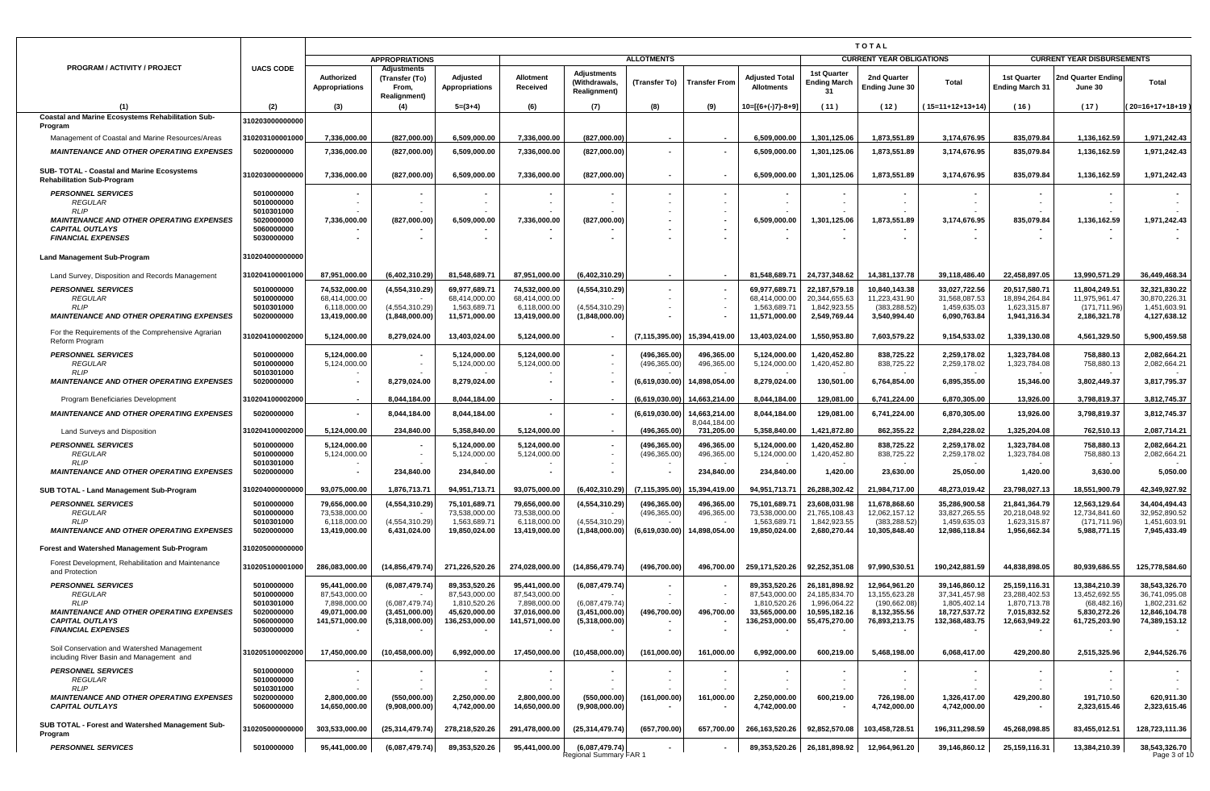| PROGRAM / ACTIVITY / PROJECT | UACS CODE | TOTAL | | | | | | | | | | | | | |
|---|---|---|---|---|---|---|---|---|---|---|---|---|---|---|---|
| | | APPROPRIATIONS | | | ALLOTMENTS | | | | | CURRENT YEAR OBLIGATIONS | | | CURRENT YEAR DISBURSEMENTS | | |
| | | Authorized Appropriations | Adjustments (Transfer (To) From, Realignment) | Adjusted Appropriations | Allotment Received | Adjustments (Withdrawals, Realignment) | (Transfer To) | Transfer From | Adjusted Total Allotments | 1st Quarter Ending March 31 | 2nd Quarter Ending June 30 | Total | 1st Quarter Ending March 31 | 2nd Quarter Ending June 30 | Total |
| (1) | (2) | (3) | (4) | 5=(3+4) | (6) | (7) | (8) | (9) | 10=[(6+(-)7)-8+9] | (11) | (12) | (15=11+12+13+14) | (16) | (17) | (20=16+17+18+19) |
| **Coastal and Marine Ecosystems Rehabilitation Sub-Program** | 310203000000000 | | | | | | | | | | | | | | |
| Management of Coastal and Marine Resources/Areas | 310203100001000 | 7,336,000.00 | (827,000.00) | 6,509,000.00 | 7,336,000.00 | (827,000.00) | - | - | 6,509,000.00 | 1,301,125.06 | 1,873,551.89 | 3,174,676.95 | 835,079.84 | 1,136,162.59 | 1,971,242.43 |
| *MAINTENANCE AND OTHER OPERATING EXPENSES* | 5020000000 | 7,336,000.00 | (827,000.00) | 6,509,000.00 | 7,336,000.00 | (827,000.00) | - | - | 6,509,000.00 | 1,301,125.06 | 1,873,551.89 | 3,174,676.95 | 835,079.84 | 1,136,162.59 | 1,971,242.43 |
| **SUB- TOTAL - Coastal and Marine Ecosystems Rehabilitation Sub-Program** | 310203000000000 | 7,336,000.00 | (827,000.00) | 6,509,000.00 | 7,336,000.00 | (827,000.00) | - | - | 6,509,000.00 | 1,301,125.06 | 1,873,551.89 | 3,174,676.95 | 835,079.84 | 1,136,162.59 | 1,971,242.43 |
| *PERSONNEL SERVICES* | 5010000000 | - | - | - | - | - | - | - | - | - | - | - | - | - | - |
| *REGULAR* | 5010000000 | - | - | - | - | - | - | - | - | - | - | - | - | - | - |
| *RLIP* | 5010301000 | - | - | - | - | - | - | - | - | - | - | - | - | - | - |
| *MAINTENANCE AND OTHER OPERATING EXPENSES* | 5020000000 | 7,336,000.00 | (827,000.00) | 6,509,000.00 | 7,336,000.00 | (827,000.00) | - | - | 6,509,000.00 | 1,301,125.06 | 1,873,551.89 | 3,174,676.95 | 835,079.84 | 1,136,162.59 | 1,971,242.43 |
| *CAPITAL OUTLAYS* | 5060000000 | - | - | - | - | - | - | - | - | - | - | - | - | - | - |
| *FINANCIAL EXPENSES* | 5030000000 | - | - | - | - | - | - | - | - | - | - | - | - | - | - |
| **Land Management Sub-Program** | 310204000000000 | | | | | | | | | | | | | | |
| Land Survey, Disposition and Records Management | 310204100001000 | 87,951,000.00 | (6,402,310.29) | 81,548,689.71 | 87,951,000.00 | (6,402,310.29) | - | - | 81,548,689.71 | 24,737,348.62 | 14,381,137.78 | 39,118,486.40 | 22,458,897.05 | 13,990,571.29 | 36,449,468.34 |
| *PERSONNEL SERVICES* | 5010000000 | 74,532,000.00 | (4,554,310.29) | 69,977,689.71 | 74,532,000.00 | (4,554,310.29) | - | - | 69,977,689.71 | 22,187,579.18 | 10,840,143.38 | 33,027,722.56 | 20,517,580.71 | 11,804,249.51 | 32,321,830.22 |
| *REGULAR* | 5010000000 | 68,414,000.00 | - | 68,414,000.00 | 68,414,000.00 | - | - | - | 68,414,000.00 | 20,344,655.63 | 11,223,431.90 | 31,568,087.53 | 18,894,264.84 | 11,975,961.47 | 30,870,226.31 |
| *RLIP* | 5010301000 | 6,118,000.00 | (4,554,310.29) | 1,563,689.71 | 6,118,000.00 | (4,554,310.29) | - | - | 1,563,689.71 | 1,842,923.55 | (383,288.52) | 1,459,635.03 | 1,623,315.87 | (171,711.96) | 1,451,603.91 |
| *MAINTENANCE AND OTHER OPERATING EXPENSES* | 5020000000 | 13,419,000.00 | (1,848,000.00) | 11,571,000.00 | 13,419,000.00 | (1,848,000.00) | - | - | 11,571,000.00 | 2,549,769.44 | 3,540,994.40 | 6,090,763.84 | 1,941,316.34 | 2,186,321.78 | 4,127,638.12 |
| For the Requirements of the Comprehensive Agrarian Reform Program | 310204100002000 | 5,124,000.00 | 8,279,024.00 | 13,403,024.00 | 5,124,000.00 | - | (7,115,395.00) | 15,394,419.00 | 13,403,024.00 | 1,550,953.80 | 7,603,579.22 | 9,154,533.02 | 1,339,130.08 | 4,561,329.50 | 5,900,459.58 |
| *PERSONNEL SERVICES* | 5010000000 | 5,124,000.00 | - | 5,124,000.00 | 5,124,000.00 | - | (496,365.00) | 496,365.00 | 5,124,000.00 | 1,420,452.80 | 838,725.22 | 2,259,178.02 | 1,323,784.08 | 758,880.13 | 2,082,664.21 |
| *REGULAR* | 5010000000 | 5,124,000.00 | - | 5,124,000.00 | 5,124,000.00 | - | (496,365.00) | 496,365.00 | 5,124,000.00 | 1,420,452.80 | 838,725.22 | 2,259,178.02 | 1,323,784.08 | 758,880.13 | 2,082,664.21 |
| *RLIP* | 5010301000 | - | - | - | - | - | - | - | - | - | - | - | - | - | - |
| *MAINTENANCE AND OTHER OPERATING EXPENSES* | 5020000000 | - | 8,279,024.00 | 8,279,024.00 | - | - | (6,619,030.00) | 14,898,054.00 | 8,279,024.00 | 130,501.00 | 6,764,854.00 | 6,895,355.00 | 15,346.00 | 3,802,449.37 | 3,817,795.37 |
| Program Beneficiaries Development | 310204100002000 | - | 8,044,184.00 | 8,044,184.00 | - | - | (6,619,030.00) | 14,663,214.00 | 8,044,184.00 | 129,081.00 | 6,741,224.00 | 6,870,305.00 | 13,926.00 | 3,798,819.37 | 3,812,745.37 |
| *MAINTENANCE AND OTHER OPERATING EXPENSES* | 5020000000 | - | 8,044,184.00 | 8,044,184.00 | - | - | (6,619,030.00) | 14,663,214.00 | 8,044,184.00 | 129,081.00 | 6,741,224.00 | 6,870,305.00 | 13,926.00 | 3,798,819.37 | 3,812,745.37 |
| Land Surveys and Disposition | 310204100002000 | 5,124,000.00 | 234,840.00 | 5,358,840.00 | 5,124,000.00 | - | (496,365.00) | 8,044,184.00 731,205.00 | 5,358,840.00 | 1,421,872.80 | 862,355.22 | 2,284,228.02 | 1,325,204.08 | 762,510.13 | 2,087,714.21 |
| *PERSONNEL SERVICES* | 5010000000 | 5,124,000.00 | - | 5,124,000.00 | 5,124,000.00 | - | (496,365.00) | 496,365.00 | 5,124,000.00 | 1,420,452.80 | 838,725.22 | 2,259,178.02 | 1,323,784.08 | 758,880.13 | 2,082,664.21 |
| *REGULAR* | 5010000000 | 5,124,000.00 | - | 5,124,000.00 | 5,124,000.00 | - | (496,365.00) | 496,365.00 | 5,124,000.00 | 1,420,452.80 | 838,725.22 | 2,259,178.02 | 1,323,784.08 | 758,880.13 | 2,082,664.21 |
| *RLIP* | 5010301000 | - | - | - | - | - | - | - | - | - | - | - | - | - | - |
| *MAINTENANCE AND OTHER OPERATING EXPENSES* | 5020000000 | - | 234,840.00 | 234,840.00 | - | - | - | 234,840.00 | 234,840.00 | 1,420.00 | 23,630.00 | 25,050.00 | 1,420.00 | 3,630.00 | 5,050.00 |
| **SUB TOTAL - Land Management Sub-Program** | 310204000000000 | 93,075,000.00 | 1,876,713.71 | 94,951,713.71 | 93,075,000.00 | (6,402,310.29) | (7,115,395.00) | 15,394,419.00 | 94,951,713.71 | 26,288,302.42 | 21,984,717.00 | 48,273,019.42 | 23,798,027.13 | 18,551,900.79 | 42,349,927.92 |
| *PERSONNEL SERVICES* | 5010000000 | 79,656,000.00 | (4,554,310.29) | 75,101,689.71 | 79,656,000.00 | (4,554,310.29) | (496,365.00) | 496,365.00 | 75,101,689.71 | 23,608,031.98 | 11,678,868.60 | 35,286,900.58 | 21,841,364.79 | 12,563,129.64 | 34,404,494.43 |
| *REGULAR* | 5010000000 | 73,538,000.00 | - | 73,538,000.00 | 73,538,000.00 | - | (496,365.00) | 496,365.00 | 73,538,000.00 | 21,765,108.43 | 12,062,157.12 | 33,827,265.55 | 20,218,048.92 | 12,734,841.60 | 32,952,890.52 |
| *RLIP* | 5010301000 | 6,118,000.00 | (4,554,310.29) | 1,563,689.71 | 6,118,000.00 | (4,554,310.29) | - | - | 1,563,689.71 | 1,842,923.55 | (383,288.52) | 1,459,635.03 | 1,623,315.87 | (171,711.96) | 1,451,603.91 |
| *MAINTENANCE AND OTHER OPERATING EXPENSES* | 5020000000 | 13,419,000.00 | 6,431,024.00 | 19,850,024.00 | 13,419,000.00 | (1,848,000.00) | (6,619,030.00) | 14,898,054.00 | 19,850,024.00 | 2,680,270.44 | 10,305,848.40 | 12,986,118.84 | 1,956,662.34 | 5,988,771.15 | 7,945,433.49 |
| **Forest and Watershed Management Sub-Program** | 310205000000000 | | | | | | | | | | | | | | |
| Forest Development, Rehabilitation and Maintenance and Protection | 310205100001000 | 286,083,000.00 | (14,856,479.74) | 271,226,520.26 | 274,028,000.00 | (14,856,479.74) | (496,700.00) | 496,700.00 | 259,171,520.26 | 92,252,351.08 | 97,990,530.51 | 190,242,881.59 | 44,838,898.05 | 80,939,686.55 | 125,778,584.60 |
| *PERSONNEL SERVICES* | 5010000000 | 95,441,000.00 | (6,087,479.74) | 89,353,520.26 | 95,441,000.00 | (6,087,479.74) | - | - | 89,353,520.26 | 26,181,898.92 | 12,964,961.20 | 39,146,860.12 | 25,159,116.31 | 13,384,210.39 | 38,543,326.70 |
| *REGULAR* | 5010000000 | 87,543,000.00 | - | 87,543,000.00 | 87,543,000.00 | - | - | - | 87,543,000.00 | 24,185,834.70 | 13,155,623.28 | 37,341,457.98 | 23,288,402.53 | 13,452,692.55 | 36,741,095.08 |
| *RLIP* | 5010301000 | 7,898,000.00 | (6,087,479.74) | 1,810,520.26 | 7,898,000.00 | (6,087,479.74) | - | - | 1,810,520.26 | 1,996,064.22 | (190,662.08) | 1,805,402.14 | 1,870,713.78 | (68,482.16) | 1,802,231.62 |
| *MAINTENANCE AND OTHER OPERATING EXPENSES* | 5020000000 | 49,071,000.00 | (3,451,000.00) | 45,620,000.00 | 37,016,000.00 | (3,451,000.00) | (496,700.00) | 496,700.00 | 33,565,000.00 | 10,595,182.16 | 8,132,355.56 | 18,727,537.72 | 7,015,832.52 | 5,830,272.26 | 12,846,104.78 |
| *CAPITAL OUTLAYS* | 5060000000 | 141,571,000.00 | (5,318,000.00) | 136,253,000.00 | 141,571,000.00 | (5,318,000.00) | - | - | 136,253,000.00 | 55,475,270.00 | 76,893,213.75 | 132,368,483.75 | 12,663,949.22 | 61,725,203.90 | 74,389,153.12 |
| *FINANCIAL EXPENSES* | 5030000000 | - | - | - | - | - | - | - | - | - | - | - | - | - | - |
| Soil Conservation and Watershed Management including River Basin and Management and | 310205100002000 | 17,450,000.00 | (10,458,000.00) | 6,992,000.00 | 17,450,000.00 | (10,458,000.00) | (161,000.00) | 161,000.00 | 6,992,000.00 | 600,219.00 | 5,468,198.00 | 6,068,417.00 | 429,200.80 | 2,515,325.96 | 2,944,526.76 |
| *PERSONNEL SERVICES* | 5010000000 | - | - | - | - | - | - | - | - | - | - | - | - | - | - |
| *REGULAR* | 5010000000 | - | - | - | - | - | - | - | - | - | - | - | - | - | - |
| *RLIP* | 5010301000 | - | - | - | - | - | - | - | - | - | - | - | - | - | - |
| *MAINTENANCE AND OTHER OPERATING EXPENSES* | 5020000000 | 2,800,000.00 | (550,000.00) | 2,250,000.00 | 2,800,000.00 | (550,000.00) | (161,000.00) | 161,000.00 | 2,250,000.00 | 600,219.00 | 726,198.00 | 1,326,417.00 | 429,200.80 | 191,710.50 | 620,911.30 |
| *CAPITAL OUTLAYS* | 5060000000 | 14,650,000.00 | (9,908,000.00) | 4,742,000.00 | 14,650,000.00 | (9,908,000.00) | - | - | 4,742,000.00 | - | 4,742,000.00 | 4,742,000.00 | - | 2,323,615.46 | 2,323,615.46 |
| **SUB TOTAL - Forest and Watershed Management Sub-Program** | 310205000000000 | 303,533,000.00 | (25,314,479.74) | 278,218,520.26 | 291,478,000.00 | (25,314,479.74) | (657,700.00) | 657,700.00 | 266,163,520.26 | 92,852,570.08 | 103,458,728.51 | 196,311,298.59 | 45,268,098.85 | 83,455,012.51 | 128,723,111.36 |
| *PERSONNEL SERVICES* | 5010000000 | 95,441,000.00 | (6,087,479.74) | 89,353,520.26 | 95,441,000.00 | (6,087,479.74) | - | - | 89,353,520.26 | 26,181,898.92 | 12,964,961.20 | 39,146,860.12 | 25,159,116.31 | 13,384,210.39 | 38,543,326.70 |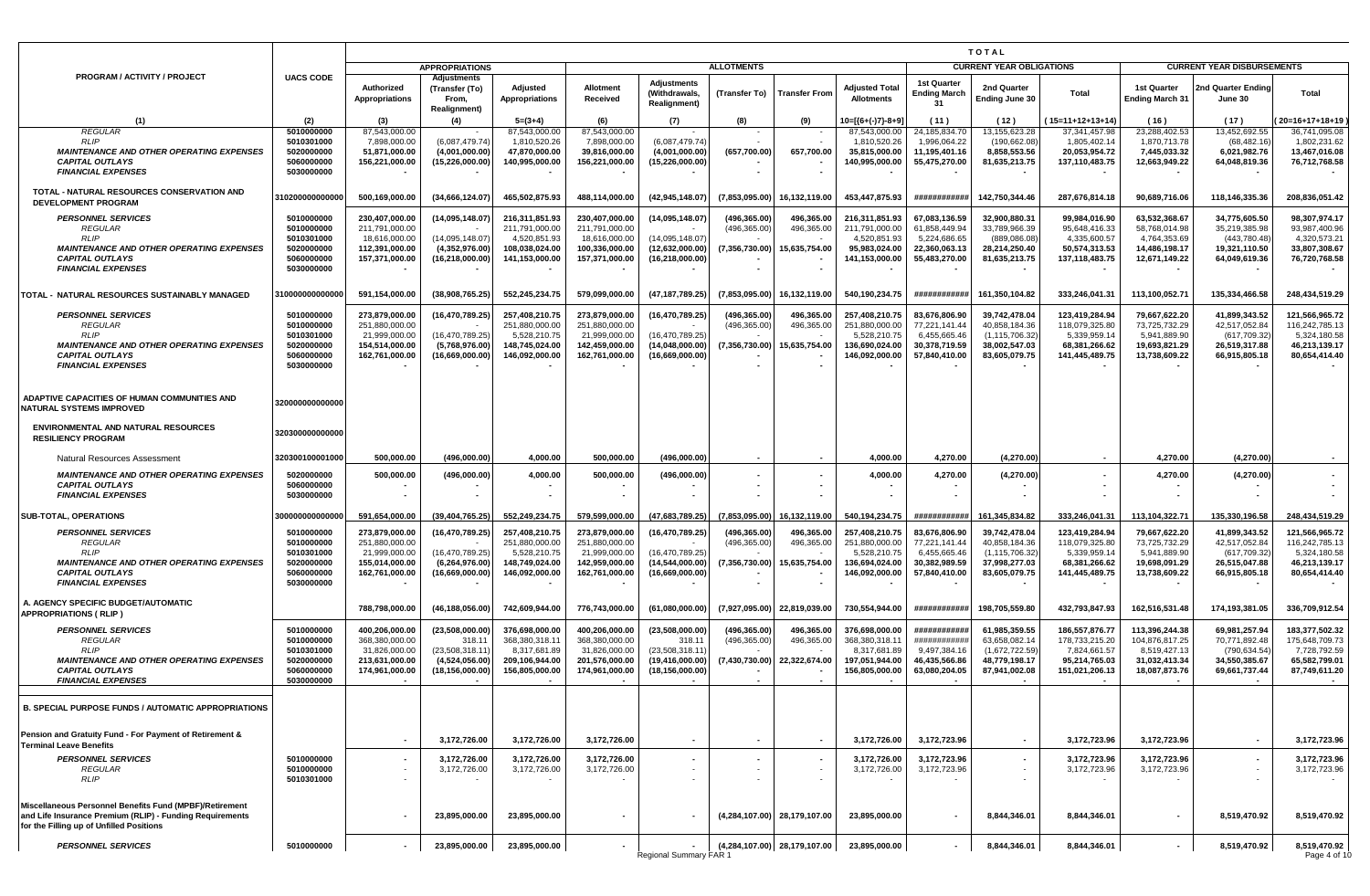| PROGRAM / ACTIVITY / PROJECT | UACS CODE | APPROPRIATIONS | | | ALLOTMENTS | | | | | CURRENT YEAR OBLIGATIONS | | | CURRENT YEAR DISBURSEMENTS | | |
|---|---|---|---|---|---|---|---|---|---|---|---|---|---|---|---|
| | | Authorized Appropriations | Adjustments (Transfer (To) From, Realignment) | Adjusted Appropriations | Allotment Received | Adjustments (Withdrawals, Realignment) | (Transfer To) | Transfer From | Adjusted Total Allotments | 1st Quarter Ending March 31 | 2nd Quarter Ending June 30 | Total | 1st Quarter Ending March 31 | 2nd Quarter Ending June 30 | Total |
| (1) | (2) | (3) | (4) | 5=(3+4) | (6) | (7) | (8) | (9) | 10=[(6+(-)7)-8+9] | (11) | (12) | (15=11+12+13+14) | (16) | (17) | (20=16+17+18+19) |
| *REGULAR* | 5010000000 | 87,543,000.00 | - | 87,543,000.00 | 87,543,000.00 | - | - | - | 87,543,000.00 | 24,185,834.70 | 13,155,623.28 | 37,341,457.98 | 23,288,402.53 | 13,452,692.55 | 36,741,095.08 |
| *RLIP* | 5010301000 | 7,898,000.00 | (6,087,479.74) | 1,810,520.26 | 7,898,000.00 | (6,087,479.74) | - | - | 1,810,520.26 | 1,996,064.22 | (190,662.08) | 1,805,402.14 | 1,870,713.78 | (68,482.16) | 1,802,231.62 |
| ***MAINTENANCE AND OTHER OPERATING EXPENSES*** | 5020000000 | 51,871,000.00 | (4,001,000.00) | 47,870,000.00 | 39,816,000.00 | (4,001,000.00) | (657,700.00) | 657,700.00 | 35,815,000.00 | 11,195,401.16 | 8,858,553.56 | 20,053,954.72 | 7,445,033.32 | 6,021,982.76 | 13,467,016.08 |
| ***CAPITAL OUTLAYS*** | 5060000000 | 156,221,000.00 | (15,226,000.00) | 140,995,000.00 | 156,221,000.00 | (15,226,000.00) | - | - | 140,995,000.00 | 55,475,270.00 | 81,635,213.75 | 137,110,483.75 | 12,663,949.22 | 64,048,819.36 | 76,712,768.58 |
| ***FINANCIAL EXPENSES*** | 5030000000 | - | - | - | - | - | - | - | - | - | - | - | - | - | - |
| **TOTAL - NATURAL RESOURCES CONSERVATION AND DEVELOPMENT PROGRAM** | **310200000000000** | **500,169,000.00** | **(34,666,124.07)** | **465,502,875.93** | **488,114,000.00** | **(42,945,148.07)** | **(7,853,095.00)** | **16,132,119.00** | **453,447,875.93** | **############** | **142,750,344.46** | **287,676,814.18** | **90,689,716.06** | **118,146,335.36** | **208,836,051.42** |
| ***PERSONNEL SERVICES*** | 5010000000 | 230,407,000.00 | (14,095,148.07) | 216,311,851.93 | 230,407,000.00 | (14,095,148.07) | (496,365.00) | 496,365.00 | 216,311,851.93 | 67,083,136.59 | 32,900,880.31 | 99,984,016.90 | 63,532,368.67 | 34,775,605.50 | 98,307,974.17 |
| *REGULAR* | 5010000000 | 211,791,000.00 | - | 211,791,000.00 | 211,791,000.00 | - | (496,365.00) | 496,365.00 | 211,791,000.00 | 61,858,449.94 | 33,789,966.39 | 95,648,416.33 | 58,768,014.98 | 35,219,385.98 | 93,987,400.96 |
| *RLIP* | 5010301000 | 18,616,000.00 | (14,095,148.07) | 4,520,851.93 | 18,616,000.00 | (14,095,148.07) | - | - | 4,520,851.93 | 5,224,686.65 | (889,086.08) | 4,335,600.57 | 4,764,353.69 | (443,780.48) | 4,320,573.21 |
| ***MAINTENANCE AND OTHER OPERATING EXPENSES*** | 5020000000 | 112,391,000.00 | (4,352,976.00) | 108,038,024.00 | 100,336,000.00 | (12,632,000.00) | (7,356,730.00) | 15,635,754.00 | 95,983,024.00 | 22,360,063.13 | 28,214,250.40 | 50,574,313.53 | 14,486,198.17 | 19,321,110.50 | 33,807,308.67 |
| ***CAPITAL OUTLAYS*** | 5060000000 | 157,371,000.00 | (16,218,000.00) | 141,153,000.00 | 157,371,000.00 | (16,218,000.00) | - | - | 141,153,000.00 | 55,483,270.00 | 81,635,213.75 | 137,118,483.75 | 12,671,149.22 | 64,049,619.36 | 76,720,768.58 |
| ***FINANCIAL EXPENSES*** | 5030000000 | - | - | - | - | - | - | - | - | - | - | - | - | - | - |
| **TOTAL - NATURAL RESOURCES SUSTAINABLY MANAGED** | **310000000000000** | **591,154,000.00** | **(38,908,765.25)** | **552,245,234.75** | **579,099,000.00** | **(47,187,789.25)** | **(7,853,095.00)** | **16,132,119.00** | **540,190,234.75** | **############** | **161,350,104.82** | **333,246,041.31** | **113,100,052.71** | **135,334,466.58** | **248,434,519.29** |
| ***PERSONNEL SERVICES*** | 5010000000 | 273,879,000.00 | (16,470,789.25) | 257,408,210.75 | 273,879,000.00 | (16,470,789.25) | (496,365.00) | 496,365.00 | 257,408,210.75 | 83,676,806.90 | 39,742,478.04 | 123,419,284.94 | 79,667,622.20 | 41,899,343.52 | 121,566,965.72 |
| *REGULAR* | 5010000000 | 251,880,000.00 | - | 251,880,000.00 | 251,880,000.00 | - | (496,365.00) | 496,365.00 | 251,880,000.00 | 77,221,141.44 | 40,858,184.36 | 118,079,325.80 | 73,725,732.29 | 42,517,052.84 | 116,242,785.13 |
| *RLIP* | 5010301000 | 21,999,000.00 | (16,470,789.25) | 5,528,210.75 | 21,999,000.00 | (16,470,789.25) | - | - | 5,528,210.75 | 6,455,665.46 | (1,115,706.32) | 5,339,959.14 | 5,941,889.90 | (617,709.32) | 5,324,180.58 |
| ***MAINTENANCE AND OTHER OPERATING EXPENSES*** | 5020000000 | 154,514,000.00 | (5,768,976.00) | 148,745,024.00 | 142,459,000.00 | (14,048,000.00) | (7,356,730.00) | 15,635,754.00 | 136,690,024.00 | 30,378,719.59 | 38,002,547.03 | 68,381,266.62 | 19,693,821.29 | 26,519,317.88 | 46,213,139.17 |
| ***CAPITAL OUTLAYS*** | 5060000000 | 162,761,000.00 | (16,669,000.00) | 146,092,000.00 | 162,761,000.00 | (16,669,000.00) | - | - | 146,092,000.00 | 57,840,410.00 | 83,605,079.75 | 141,445,489.75 | 13,738,609.22 | 66,915,805.18 | 80,654,414.40 |
| ***FINANCIAL EXPENSES*** | 5030000000 | - | - | - | - | - | - | - | - | - | - | - | - | - | - |
| **ADAPTIVE CAPACITIES OF HUMAN COMMUNITIES AND NATURAL SYSTEMS IMPROVED** | **320000000000000** | | | | | | | | | | | | | | |
| **ENVIRONMENTAL AND NATURAL RESOURCES RESILIENCY PROGRAM** | **320300000000000** | | | | | | | | | | | | | | |
| Natural Resources Assessment | 320300100001000 | 500,000.00 | (496,000.00) | 4,000.00 | 500,000.00 | (496,000.00) | - | - | 4,000.00 | 4,270.00 | (4,270.00) | - | 4,270.00 | (4,270.00) | - |
| ***MAINTENANCE AND OTHER OPERATING EXPENSES*** | 5020000000 | 500,000.00 | (496,000.00) | 4,000.00 | 500,000.00 | (496,000.00) | - | - | 4,000.00 | 4,270.00 | (4,270.00) | - | 4,270.00 | (4,270.00) | - |
| ***CAPITAL OUTLAYS*** | 5060000000 | - | - | - | - | - | - | - | - | - | - | - | - | - | - |
| ***FINANCIAL EXPENSES*** | 5030000000 | - | - | - | - | - | - | - | - | - | - | - | - | - | - |
| **SUB-TOTAL, OPERATIONS** | **300000000000000** | **591,654,000.00** | **(39,404,765.25)** | **552,249,234.75** | **579,599,000.00** | **(47,683,789.25)** | **(7,853,095.00)** | **16,132,119.00** | **540,194,234.75** | **############** | **161,345,834.82** | **333,246,041.31** | **113,104,322.71** | **135,330,196.58** | **248,434,519.29** |
| ***PERSONNEL SERVICES*** | 5010000000 | 273,879,000.00 | (16,470,789.25) | 257,408,210.75 | 273,879,000.00 | (16,470,789.25) | (496,365.00) | 496,365.00 | 257,408,210.75 | 83,676,806.90 | 39,742,478.04 | 123,419,284.94 | 79,667,622.20 | 41,899,343.52 | 121,566,965.72 |
| *REGULAR* | 5010000000 | 251,880,000.00 | - | 251,880,000.00 | 251,880,000.00 | - | (496,365.00) | 496,365.00 | 251,880,000.00 | 77,221,141.44 | 40,858,184.36 | 118,079,325.80 | 73,725,732.29 | 42,517,052.84 | 116,242,785.13 |
| *RLIP* | 5010301000 | 21,999,000.00 | (16,470,789.25) | 5,528,210.75 | 21,999,000.00 | (16,470,789.25) | - | - | 5,528,210.75 | 6,455,665.46 | (1,115,706.32) | 5,339,959.14 | 5,941,889.90 | (617,709.32) | 5,324,180.58 |
| ***MAINTENANCE AND OTHER OPERATING EXPENSES*** | 5020000000 | 155,014,000.00 | (6,264,976.00) | 148,749,024.00 | 142,959,000.00 | (14,544,000.00) | (7,356,730.00) | 15,635,754.00 | 136,694,024.00 | 30,382,989.59 | 37,998,277.03 | 68,381,266.62 | 19,698,091.29 | 26,515,047.88 | 46,213,139.17 |
| ***CAPITAL OUTLAYS*** | 5060000000 | 162,761,000.00 | (16,669,000.00) | 146,092,000.00 | 162,761,000.00 | (16,669,000.00) | - | - | 146,092,000.00 | 57,840,410.00 | 83,605,079.75 | 141,445,489.75 | 13,738,609.22 | 66,915,805.18 | 80,654,414.40 |
| ***FINANCIAL EXPENSES*** | 5030000000 | - | - | - | - | - | - | - | - | - | - | - | - | - | - |
| **A. AGENCY SPECIFIC BUDGET/AUTOMATIC APPROPRIATIONS ( RLIP )** | | **788,798,000.00** | **(46,188,056.00)** | **742,609,944.00** | **776,743,000.00** | **(61,080,000.00)** | **(7,927,095.00)** | **22,819,039.00** | **730,554,944.00** | **############** | **198,705,559.80** | **432,793,847.93** | **162,516,531.48** | **174,193,381.05** | **336,709,912.54** |
| ***PERSONNEL SERVICES*** | 5010000000 | 400,206,000.00 | (23,508,000.00) | 376,698,000.00 | 400,206,000.00 | (23,508,000.00) | (496,365.00) | 496,365.00 | 376,698,000.00 | ############ | 61,985,359.55 | 186,557,876.77 | 113,396,244.38 | 69,981,257.94 | 183,377,502.32 |
| *REGULAR* | 5010000000 | 368,380,000.00 | 318.11 | 368,380,318.11 | 368,380,000.00 | 318.11 | (496,365.00) | 496,365.00 | 368,380,318.11 | ############ | 63,658,082.14 | 178,733,215.20 | 104,876,817.25 | 70,771,892.48 | 175,648,709.73 |
| *RLIP* | 5010301000 | 31,826,000.00 | (23,508,318.11) | 8,317,681.89 | 31,826,000.00 | (23,508,318.11) | - | - | 8,317,681.89 | 9,497,384.16 | (1,672,722.59) | 7,824,661.57 | 8,519,427.13 | (790,634.54) | 7,728,792.59 |
| ***MAINTENANCE AND OTHER OPERATING EXPENSES*** | 5020000000 | 213,631,000.00 | (4,524,056.00) | 209,106,944.00 | 201,576,000.00 | (19,416,000.00) | (7,430,730.00) | 22,322,674.00 | 197,051,944.00 | 46,435,566.86 | 48,779,198.17 | 95,214,765.03 | 31,032,413.34 | 34,550,385.67 | 65,582,799.01 |
| ***CAPITAL OUTLAYS*** | 5060000000 | 174,961,000.00 | (18,156,000.00) | 156,805,000.00 | 174,961,000.00 | (18,156,000.00) | - | - | 156,805,000.00 | 63,080,204.05 | 87,941,002.08 | 151,021,206.13 | 18,087,873.76 | 69,661,737.44 | 87,749,611.20 |
| ***FINANCIAL EXPENSES*** | 5030000000 | - | - | - | - | - | - | - | - | - | - | - | - | - | - |
| **B. SPECIAL PURPOSE FUNDS / AUTOMATIC APPROPRIATIONS** | | | | | | | | | | | | | | | |
| **Pension and Gratuity Fund - For Payment of Retirement & Terminal Leave Benefits** | | **-** | **3,172,726.00** | **3,172,726.00** | **3,172,726.00** | **-** | **-** | **-** | **3,172,726.00** | **3,172,723.96** | **-** | **3,172,723.96** | **3,172,723.96** | **-** | **3,172,723.96** |
| ***PERSONNEL SERVICES*** | 5010000000 | - | 3,172,726.00 | 3,172,726.00 | 3,172,726.00 | - | - | - | 3,172,726.00 | 3,172,723.96 | - | 3,172,723.96 | 3,172,723.96 | - | 3,172,723.96 |
| *REGULAR* | 5010000000 | - | 3,172,726.00 | 3,172,726.00 | 3,172,726.00 | - | - | - | 3,172,726.00 | 3,172,723.96 | - | 3,172,723.96 | 3,172,723.96 | - | 3,172,723.96 |
| *RLIP* | 5010301000 | - | - | - | - | - | - | - | - | - | - | - | - | - | - |
| **Miscellaneous Personnel Benefits Fund (MPBF)/Retirement and Life Insurance Premium (RLIP) - Funding Requirements for the Filling up of Unfilled Positions** | | **-** | **23,895,000.00** | **23,895,000.00** | **-** | **-** | **(4,284,107.00)** | **28,179,107.00** | **23,895,000.00** | **-** | **8,844,346.01** | **8,844,346.01** | **-** | **8,519,470.92** | **8,519,470.92** |
| ***PERSONNEL SERVICES*** | 5010000000 | - | 23,895,000.00 | 23,895,000.00 | - | - | (4,284,107.00) | 28,179,107.00 | 23,895,000.00 | - | 8,844,346.01 | 8,844,346.01 | - | 8,519,470.92 | 8,519,470.92 |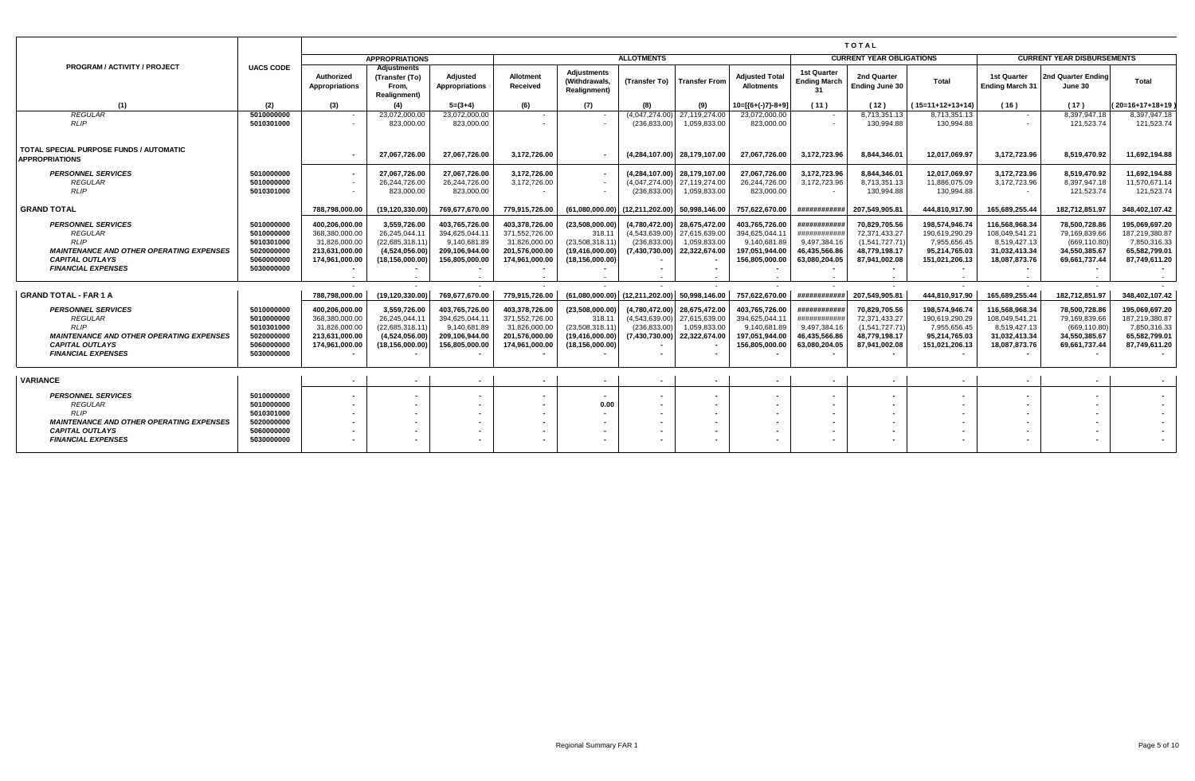| PROGRAM / ACTIVITY / PROJECT | UACS CODE | TOTAL | | | | | | | | | | | | | | |
|---|---|---|---|---|---|---|---|---|---|---|---|---|---|---|---|---|
| | | APPROPRIATIONS | | | ALLOTMENTS | | | | | CURRENT YEAR OBLIGATIONS | | | CURRENT YEAR DISBURSEMENTS | | | |
| | | Authorized Appropriations | Adjustments (Transfer (To) From, Realignment) | Adjusted Appropriations | Allotment Received | Adjustments (Withdrawals, Realignment) | (Transfer To) | Transfer From | Adjusted Total Allotments | 1st Quarter Ending March 31 | 2nd Quarter Ending June 30 | Total | 1st Quarter Ending March 31 | 2nd Quarter Ending June 30 | Total | |
| (1) | (2) | (3) | (4) | 5=(3+4) | (6) | (7) | (8) | (9) | 10=[(6+(-)7)-8+9] | (11) | (12) | (15=11+12+13+14) | (16) | (17) | (20=16+17+18+19) | |
| *REGULAR* | 5010000000 | - | 23,072,000.00 | 23,072,000.00 | - | - | (4,047,274.00) | 27,119,274.00 | 23,072,000.00 | - | 8,713,351.13 | 8,713,351.13 | - | 8,397,947.18 | 8,397,947.18 | |
| *RLIP* | 5010301000 | - | 823,000.00 | 823,000.00 | - | - | (236,833.00) | 1,059,833.00 | 823,000.00 | - | 130,994.88 | 130,994.88 | - | 121,523.74 | 121,523.74 | |
| **TOTAL SPECIAL PURPOSE FUNDS / AUTOMATIC APPROPRIATIONS** | | - | 27,067,726.00 | 27,067,726.00 | 3,172,726.00 | - | (4,284,107.00) | 28,179,107.00 | 27,067,726.00 | 3,172,723.96 | 8,844,346.01 | 12,017,069.97 | 3,172,723.96 | 8,519,470.92 | 11,692,194.88 | |
| ***PERSONNEL SERVICES*** | 5010000000 | - | 27,067,726.00 | 27,067,726.00 | 3,172,726.00 | - | (4,284,107.00) | 28,179,107.00 | 27,067,726.00 | 3,172,723.96 | 8,844,346.01 | 12,017,069.97 | 3,172,723.96 | 8,519,470.92 | 11,692,194.88 | |
| *REGULAR* | 5010000000 | - | 26,244,726.00 | 26,244,726.00 | 3,172,726.00 | - | (4,047,274.00) | 27,119,274.00 | 26,244,726.00 | 3,172,723.96 | 8,713,351.13 | 11,886,075.09 | 3,172,723.96 | 8,397,947.18 | 11,570,671.14 | |
| *RLIP* | 5010301000 | - | 823,000.00 | 823,000.00 | - | - | (236,833.00) | 1,059,833.00 | 823,000.00 | - | 130,994.88 | 130,994.88 | - | 121,523.74 | 121,523.74 | |
| **GRAND TOTAL** | | 788,798,000.00 | (19,120,330.00) | 769,677,670.00 | 779,915,726.00 | (61,080,000.00) | (12,211,202.00) | 50,998,146.00 | 757,622,670.00 | ############ | 207,549,905.81 | 444,810,917.90 | 165,689,255.44 | 182,712,851.97 | 348,402,107.42 | |
| ***PERSONNEL SERVICES*** | 5010000000 | 400,206,000.00 | 3,559,726.00 | 403,765,726.00 | 403,378,726.00 | (23,508,000.00) | (4,780,472.00) | 28,675,472.00 | 403,765,726.00 | ############ | 70,829,705.56 | 198,574,946.74 | 116,568,968.34 | 78,500,728.86 | 195,069,697.20 | |
| *REGULAR* | 5010000000 | 368,380,000.00 | 26,245,044.11 | 394,625,044.11 | 371,552,726.00 | 318.11 | (4,543,639.00) | 27,615,639.00 | 394,625,044.11 | ############ | 72,371,433.27 | 190,619,290.29 | 108,049,541.21 | 79,169,839.66 | 187,219,380.87 | |
| *RLIP* | 5010301000 | 31,826,000.00 | (22,685,318.11) | 9,140,681.89 | 31,826,000.00 | (23,508,318.11) | (236,833.00) | 1,059,833.00 | 9,140,681.89 | 9,497,384.16 | (1,541,727.71) | 7,955,656.45 | 8,519,427.13 | (669,110.80) | 7,850,316.33 | |
| ***MAINTENANCE AND OTHER OPERATING EXPENSES*** | 5020000000 | 213,631,000.00 | (4,524,056.00) | 209,106,944.00 | 201,576,000.00 | (19,416,000.00) | (7,430,730.00) | 22,322,674.00 | 197,051,944.00 | 46,435,566.86 | 48,779,198.17 | 95,214,765.03 | 31,032,413.34 | 34,550,385.67 | 65,582,799.01 | |
| ***CAPITAL OUTLAYS*** | 5060000000 | 174,961,000.00 | (18,156,000.00) | 156,805,000.00 | 174,961,000.00 | (18,156,000.00) | - | - | 156,805,000.00 | 63,080,204.05 | 87,941,002.08 | 151,021,206.13 | 18,087,873.76 | 69,661,737.44 | 87,749,611.20 | |
| ***FINANCIAL EXPENSES*** | 5030000000 | - | - | - | - | - | - | - | - | - | - | - | - | - | - | |
| **GRAND TOTAL - FAR 1 A** | | 788,798,000.00 | (19,120,330.00) | 769,677,670.00 | 779,915,726.00 | (61,080,000.00) | (12,211,202.00) | 50,998,146.00 | 757,622,670.00 | ############ | 207,549,905.81 | 444,810,917.90 | 165,689,255.44 | 182,712,851.97 | 348,402,107.42 | |
| ***PERSONNEL SERVICES*** | 5010000000 | 400,206,000.00 | 3,559,726.00 | 403,765,726.00 | 403,378,726.00 | (23,508,000.00) | (4,780,472.00) | 28,675,472.00 | 403,765,726.00 | ############ | 70,829,705.56 | 198,574,946.74 | 116,568,968.34 | 78,500,728.86 | 195,069,697.20 | |
| *REGULAR* | 5010000000 | 368,380,000.00 | 26,245,044.11 | 394,625,044.11 | 371,552,726.00 | 318.11 | (4,543,639.00) | 27,615,639.00 | 394,625,044.11 | ############ | 72,371,433.27 | 190,619,290.29 | 108,049,541.21 | 79,169,839.66 | 187,219,380.87 | |
| *RLIP* | 5010301000 | 31,826,000.00 | (22,685,318.11) | 9,140,681.89 | 31,826,000.00 | (23,508,318.11) | (236,833.00) | 1,059,833.00 | 9,140,681.89 | 9,497,384.16 | (1,541,727.71) | 7,955,656.45 | 8,519,427.13 | (669,110.80) | 7,850,316.33 | |
| ***MAINTENANCE AND OTHER OPERATING EXPENSES*** | 5020000000 | 213,631,000.00 | (4,524,056.00) | 209,106,944.00 | 201,576,000.00 | (19,416,000.00) | (7,430,730.00) | 22,322,674.00 | 197,051,944.00 | 46,435,566.86 | 48,779,198.17 | 95,214,765.03 | 31,032,413.34 | 34,550,385.67 | 65,582,799.01 | |
| ***CAPITAL OUTLAYS*** | 5060000000 | 174,961,000.00 | (18,156,000.00) | 156,805,000.00 | 174,961,000.00 | (18,156,000.00) | - | - | 156,805,000.00 | 63,080,204.05 | 87,941,002.08 | 151,021,206.13 | 18,087,873.76 | 69,661,737.44 | 87,749,611.20 | |
| ***FINANCIAL EXPENSES*** | 5030000000 | - | - | - | - | - | - | - | - | - | - | - | - | - | - | |
| **VARIANCE** | | - | - | - | - | - | - | - | - | - | - | - | - | - | - | |
| ***PERSONNEL SERVICES*** | 5010000000 | - | - | - | - | - | - | - | - | - | - | - | - | - | - | |
| *REGULAR* | 5010000000 | - | - | - | - | 0.00 | - | - | - | - | - | - | - | - | - | |
| *RLIP* | 5010301000 | - | - | - | - | - | - | - | - | - | - | - | - | - | - | |
| ***MAINTENANCE AND OTHER OPERATING EXPENSES*** | 5020000000 | - | - | - | - | - | - | - | - | - | - | - | - | - | - | |
| ***CAPITAL OUTLAYS*** | 5060000000 | - | - | - | - | - | - | - | - | - | - | - | - | - | - | |
| ***FINANCIAL EXPENSES*** | 5030000000 | - | - | - | - | - | - | - | - | - | - | - | - | - | - | |

Regional Summary FAR 1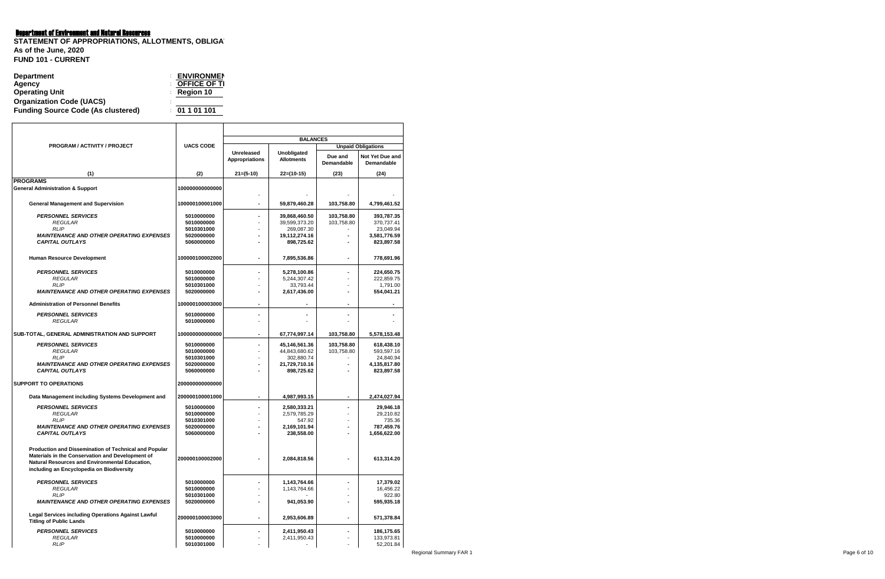**Department of Environment and Natural Resources**

**STATEMENT OF APPROPRIATIONS, ALLOTMENTS, OBLIGA**

**As of the June, 2020**

**FUND 101 - CURRENT**

| | | |
|---|---|---|
| **Department** | : | **ENVIRONMEN** |
| **Agency** | : | **OFFICE OF TI** |
| **Operating Unit** | : | **Region 10** |
| **Organization Code (UACS)** | : | |
| **Funding Source Code (As clustered)** | : | **01 1 01 101** |

| PROGRAM / ACTIVITY / PROJECT | UACS CODE | BALANCES | | | |
|---|---|---|---|---|---|
| | | Unreleased Appropriations | Unobligated Allotments | Unpaid Obligations | |
| | | | | Due and Demandable | Not Yet Due and Demandable |
| (1) | (2) | 21=(5-10) | 22=(10-15) | (23) | (24) |
| **PROGRAMS** | | | | | |
| **General Administration & Support** | 100000000000000 | - | - | - | - |
| **General Management and Supervision** | 100000100001000 | - | 59,879,460.28 | 103,758.80 | 4,799,461.52 |
| *PERSONNEL SERVICES* | 5010000000 | - | 39,868,460.50 | 103,758.80 | 393,787.35 |
| *REGULAR* | 5010000000 | - | 39,599,373.20 | 103,758.80 | 370,737.41 |
| *RLIP* | 5010301000 | - | 269,087.30 | - | 23,049.94 |
| *MAINTENANCE AND OTHER OPERATING EXPENSES* | 5020000000 | - | 19,112,274.16 | - | 3,581,776.59 |
| *CAPITAL OUTLAYS* | 5060000000 | - | 898,725.62 | - | 823,897.58 |
| **Human Resource Development** | 100000100002000 | - | 7,895,536.86 | - | 778,691.96 |
| *PERSONNEL SERVICES* | 5010000000 | - | 5,278,100.86 | - | 224,650.75 |
| *REGULAR* | 5010000000 | - | 5,244,307.42 | - | 222,859.75 |
| *RLIP* | 5010301000 | - | 33,793.44 | - | 1,791.00 |
| *MAINTENANCE AND OTHER OPERATING EXPENSES* | 5020000000 | - | 2,617,436.00 | - | 554,041.21 |
| **Administration of Personnel Benefits** | 100000100003000 | - | - | - | - |
| *PERSONNEL SERVICES* | 5010000000 | - | - | - | - |
| *REGULAR* | 5010000000 | - | - | - | - |
| **SUB-TOTAL, GENERAL ADMINISTRATION AND SUPPORT** | 100000000000000 | - | 67,774,997.14 | 103,758.80 | 5,578,153.48 |
| *PERSONNEL SERVICES* | 5010000000 | - | 45,146,561.36 | 103,758.80 | 618,438.10 |
| *REGULAR* | 5010000000 | - | 44,843,680.62 | 103,758.80 | 593,597.16 |
| *RLIP* | 5010301000 | - | 302,880.74 | - | 24,840.94 |
| *MAINTENANCE AND OTHER OPERATING EXPENSES* | 5020000000 | - | 21,729,710.16 | - | 4,135,817.80 |
| *CAPITAL OUTLAYS* | 5060000000 | - | 898,725.62 | - | 823,897.58 |
| **SUPPORT TO OPERATIONS** | 200000000000000 | | | | |
| **Data Management including Systems Development and** | 200000100001000 | - | 4,987,993.15 | - | 2,474,027.94 |
| *PERSONNEL SERVICES* | 5010000000 | - | 2,580,333.21 | - | 29,946.18 |
| *REGULAR* | 5010000000 | - | 2,579,785.29 | - | 29,210.82 |
| *RLIP* | 5010301000 | - | 547.92 | - | 735.36 |
| *MAINTENANCE AND OTHER OPERATING EXPENSES* | 5020000000 | - | 2,169,101.94 | - | 787,459.76 |
| *CAPITAL OUTLAYS* | 5060000000 | - | 238,558.00 | - | 1,656,622.00 |
| **Production and Dissemination of Technical and Popular Materials in the Conservation and Development of Natural Resources and Environmental Education, including an Encyclopedia on Biodiversity** | 200000100002000 | - | 2,084,818.56 | - | 613,314.20 |
| *PERSONNEL SERVICES* | 5010000000 | - | 1,143,764.66 | - | 17,379.02 |
| *REGULAR* | 5010000000 | - | 1,143,764.66 | - | 16,456.22 |
| *RLIP* | 5010301000 | - | - | - | 922.80 |
| *MAINTENANCE AND OTHER OPERATING EXPENSES* | 5020000000 | - | 941,053.90 | - | 595,935.18 |
| **Legal Services including Operations Against Lawful Titling of Public Lands** | 200000100003000 | - | 2,953,606.89 | - | 571,378.84 |
| *PERSONNEL SERVICES* | 5010000000 | - | 2,411,950.43 | - | 186,175.65 |
| *REGULAR* | 5010000000 | - | 2,411,950.43 | - | 133,973.81 |
| *RLIP* | 5010301000 | - | - | - | 52,201.84 |

Regional Summary FAR 1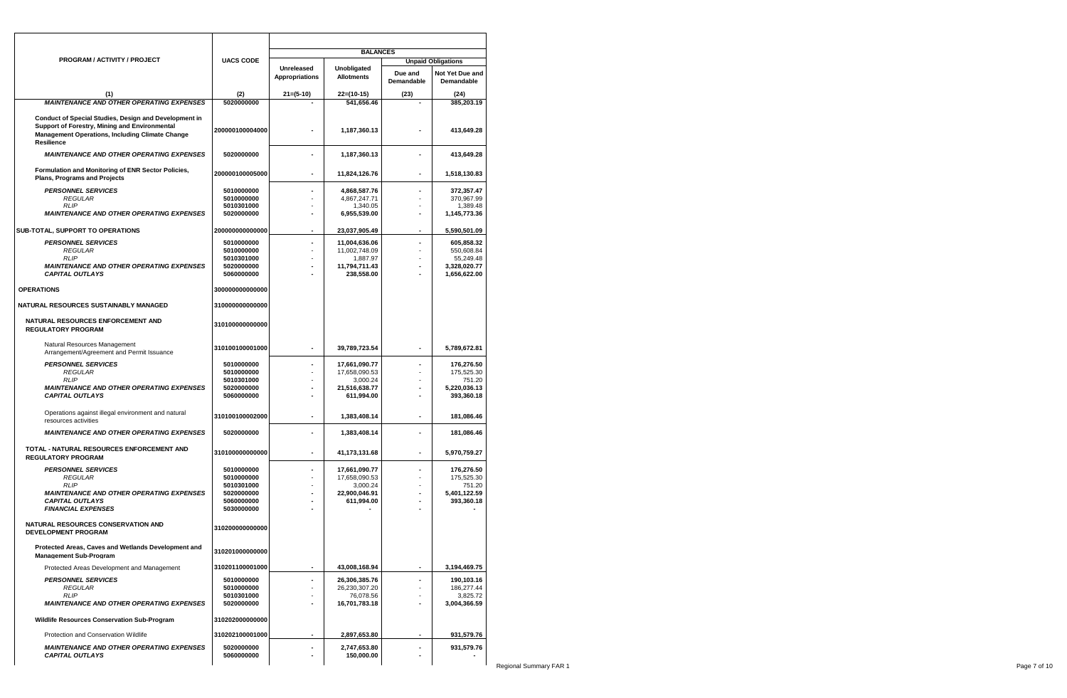| PROGRAM / ACTIVITY / PROJECT | UACS CODE | BALANCES | | | |
|---|---|---|---|---|---|
| | | Unreleased Appropriations | Unobligated Allotments | Unpaid Obligations | |
| | | | | Due and Demandable | Not Yet Due and Demandable |
| (1) | (2) | 21=(5-10) | 22=(10-15) | (23) | (24) |
| ***MAINTENANCE AND OTHER OPERATING EXPENSES*** | **5020000000** | **-** | **541,656.46** | **-** | **385,203.19** |
| **Conduct of Special Studies, Design and Development in Support of Forestry, Mining and Environmental Management Operations, Including Climate Change Resilience** | **200000100004000** | **-** | **1,187,360.13** | **-** | **413,649.28** |
| ***MAINTENANCE AND OTHER OPERATING EXPENSES*** | **5020000000** | **-** | **1,187,360.13** | **-** | **413,649.28** |
| **Formulation and Monitoring of ENR Sector Policies, Plans, Programs and Projects** | **200000100005000** | **-** | **11,824,126.76** | **-** | **1,518,130.83** |
| ***PERSONNEL SERVICES*** | **5010000000** | **-** | **4,868,587.76** | **-** | **372,357.47** |
| *REGULAR* | 5010000000 | - | 4,867,247.71 | - | 370,967.99 |
| *RLIP* | 5010301000 | - | 1,340.05 | - | 1,389.48 |
| ***MAINTENANCE AND OTHER OPERATING EXPENSES*** | **5020000000** | **-** | **6,955,539.00** | **-** | **1,145,773.36** |
| **SUB-TOTAL, SUPPORT TO OPERATIONS** | **200000000000000** | **-** | **23,037,905.49** | **-** | **5,590,501.09** |
| ***PERSONNEL SERVICES*** | **5010000000** | **-** | **11,004,636.06** | **-** | **605,858.32** |
| *REGULAR* | 5010000000 | - | 11,002,748.09 | - | 550,608.84 |
| *RLIP* | 5010301000 | - | 1,887.97 | - | 55,249.48 |
| ***MAINTENANCE AND OTHER OPERATING EXPENSES*** | **5020000000** | **-** | **11,794,711.43** | **-** | **3,328,020.77** |
| ***CAPITAL OUTLAYS*** | **5060000000** | **-** | **238,558.00** | **-** | **1,656,622.00** |
| **OPERATIONS** | **300000000000000** | | | | |
| **NATURAL RESOURCES SUSTAINABLY MANAGED** | **310000000000000** | | | | |
| **NATURAL RESOURCES ENFORCEMENT AND REGULATORY PROGRAM** | **310100000000000** | | | | |
| Natural Resources Management Arrangement/Agreement and Permit Issuance | **310100100001000** | **-** | **39,789,723.54** | **-** | **5,789,672.81** |
| ***PERSONNEL SERVICES*** | **5010000000** | **-** | **17,661,090.77** | **-** | **176,276.50** |
| *REGULAR* | 5010000000 | - | 17,658,090.53 | - | 175,525.30 |
| *RLIP* | 5010301000 | - | 3,000.24 | - | 751.20 |
| ***MAINTENANCE AND OTHER OPERATING EXPENSES*** | **5020000000** | **-** | **21,516,638.77** | **-** | **5,220,036.13** |
| ***CAPITAL OUTLAYS*** | **5060000000** | **-** | **611,994.00** | **-** | **393,360.18** |
| Operations against illegal environment and natural resources activities | **310100100002000** | **-** | **1,383,408.14** | **-** | **181,086.46** |
| ***MAINTENANCE AND OTHER OPERATING EXPENSES*** | **5020000000** | **-** | **1,383,408.14** | **-** | **181,086.46** |
| **TOTAL - NATURAL RESOURCES ENFORCEMENT AND REGULATORY PROGRAM** | **310100000000000** | **-** | **41,173,131.68** | **-** | **5,970,759.27** |
| ***PERSONNEL SERVICES*** | **5010000000** | **-** | **17,661,090.77** | **-** | **176,276.50** |
| *REGULAR* | 5010000000 | - | 17,658,090.53 | - | 175,525.30 |
| *RLIP* | 5010301000 | - | 3,000.24 | - | 751.20 |
| ***MAINTENANCE AND OTHER OPERATING EXPENSES*** | **5020000000** | **-** | **22,900,046.91** | **-** | **5,401,122.59** |
| ***CAPITAL OUTLAYS*** | **5060000000** | **-** | **611,994.00** | **-** | **393,360.18** |
| ***FINANCIAL EXPENSES*** | **5030000000** | **-** | **-** | **-** | **-** |
| **NATURAL RESOURCES CONSERVATION AND DEVELOPMENT PROGRAM** | **310200000000000** | | | | |
| **Protected Areas, Caves and Wetlands Development and Management Sub-Program** | **310201000000000** | | | | |
| Protected Areas Development and Management | **310201100001000** | **-** | **43,008,168.94** | **-** | **3,194,469.75** |
| ***PERSONNEL SERVICES*** | **5010000000** | **-** | **26,306,385.76** | **-** | **190,103.16** |
| *REGULAR* | 5010000000 | - | 26,230,307.20 | - | 186,277.44 |
| *RLIP* | 5010301000 | - | 76,078.56 | - | 3,825.72 |
| ***MAINTENANCE AND OTHER OPERATING EXPENSES*** | **5020000000** | **-** | **16,701,783.18** | **-** | **3,004,366.59** |
| **Wildlife Resources Conservation Sub-Program** | **310202000000000** | | | | |
| Protection and Conservation Wildlife | **310202100001000** | **-** | **2,897,653.80** | **-** | **931,579.76** |
| ***MAINTENANCE AND OTHER OPERATING EXPENSES*** | **5020000000** | **-** | **2,747,653.80** | **-** | **931,579.76** |
| ***CAPITAL OUTLAYS*** | **5060000000** | **-** | **150,000.00** | **-** | **-** |

Regional Summary FAR 1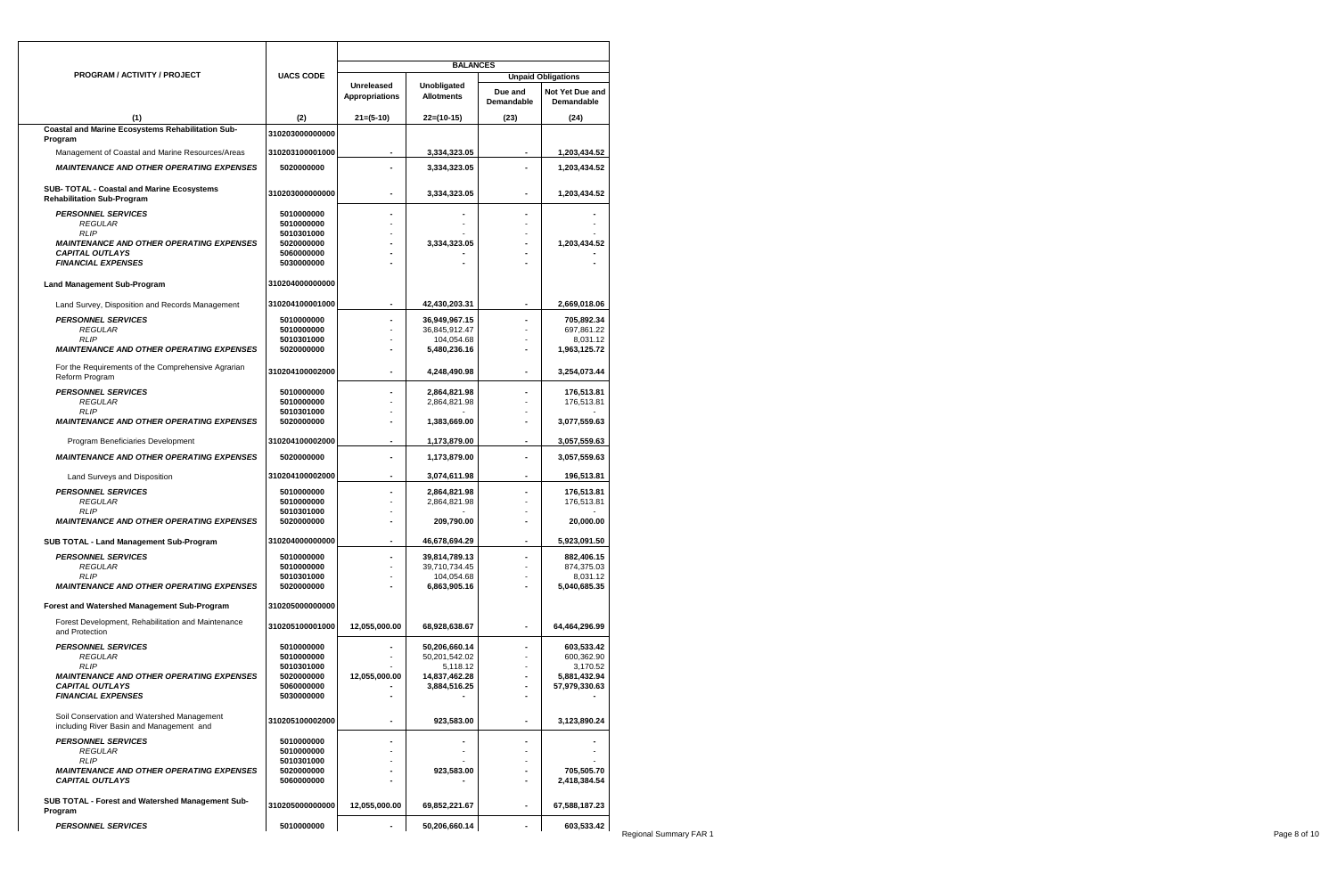| PROGRAM / ACTIVITY / PROJECT | UACS CODE | BALANCES | | | |
|---|---|---|---|---|---|
| | | Unreleased Appropriations | Unobligated Allotments | Unpaid Obligations | |
| | | | | Due and Demandable | Not Yet Due and Demandable |
| (1) | (2) | 21=(5-10) | 22=(10-15) | (23) | (24) |
| **Coastal and Marine Ecosystems Rehabilitation Sub-Program** | 310203000000000 | | | | |
| Management of Coastal and Marine Resources/Areas | 310203100001000 | - | 3,334,323.05 | - | 1,203,434.52 |
| ***MAINTENANCE AND OTHER OPERATING EXPENSES*** | 5020000000 | - | 3,334,323.05 | - | 1,203,434.52 |
| **SUB- TOTAL - Coastal and Marine Ecosystems Rehabilitation Sub-Program** | 310203000000000 | - | 3,334,323.05 | - | 1,203,434.52 |
| ***PERSONNEL SERVICES*** | 5010000000 | - | - | - | - |
| *REGULAR* | 5010000000 | - | - | - | - |
| *RLIP* | 5010301000 | - | - | - | - |
| ***MAINTENANCE AND OTHER OPERATING EXPENSES*** | 5020000000 | - | 3,334,323.05 | - | 1,203,434.52 |
| ***CAPITAL OUTLAYS*** | 5060000000 | - | - | - | - |
| ***FINANCIAL EXPENSES*** | 5030000000 | - | - | - | - |
| **Land Management Sub-Program** | 310204000000000 | | | | |
| Land Survey, Disposition and Records Management | 310204100001000 | - | 42,430,203.31 | - | 2,669,018.06 |
| ***PERSONNEL SERVICES*** | 5010000000 | - | 36,949,967.15 | - | 705,892.34 |
| *REGULAR* | 5010000000 | - | 36,845,912.47 | - | 697,861.22 |
| *RLIP* | 5010301000 | - | 104,054.68 | - | 8,031.12 |
| ***MAINTENANCE AND OTHER OPERATING EXPENSES*** | 5020000000 | - | 5,480,236.16 | - | 1,963,125.72 |
| For the Requirements of the Comprehensive Agrarian Reform Program | 310204100002000 | - | 4,248,490.98 | - | 3,254,073.44 |
| ***PERSONNEL SERVICES*** | 5010000000 | - | 2,864,821.98 | - | 176,513.81 |
| *REGULAR* | 5010000000 | - | 2,864,821.98 | - | 176,513.81 |
| *RLIP* | 5010301000 | - | - | - | - |
| ***MAINTENANCE AND OTHER OPERATING EXPENSES*** | 5020000000 | - | 1,383,669.00 | - | 3,077,559.63 |
| Program Beneficiaries Development | 310204100002000 | - | 1,173,879.00 | - | 3,057,559.63 |
| ***MAINTENANCE AND OTHER OPERATING EXPENSES*** | 5020000000 | - | 1,173,879.00 | - | 3,057,559.63 |
| Land Surveys and Disposition | 310204100002000 | - | 3,074,611.98 | - | 196,513.81 |
| ***PERSONNEL SERVICES*** | 5010000000 | - | 2,864,821.98 | - | 176,513.81 |
| *REGULAR* | 5010000000 | - | 2,864,821.98 | - | 176,513.81 |
| *RLIP* | 5010301000 | - | - | - | - |
| ***MAINTENANCE AND OTHER OPERATING EXPENSES*** | 5020000000 | - | 209,790.00 | - | 20,000.00 |
| **SUB TOTAL - Land Management Sub-Program** | 310204000000000 | - | 46,678,694.29 | - | 5,923,091.50 |
| ***PERSONNEL SERVICES*** | 5010000000 | - | 39,814,789.13 | - | 882,406.15 |
| *REGULAR* | 5010000000 | - | 39,710,734.45 | - | 874,375.03 |
| *RLIP* | 5010301000 | - | 104,054.68 | - | 8,031.12 |
| ***MAINTENANCE AND OTHER OPERATING EXPENSES*** | 5020000000 | - | 6,863,905.16 | - | 5,040,685.35 |
| **Forest and Watershed Management Sub-Program** | 310205000000000 | | | | |
| Forest Development, Rehabilitation and Maintenance and Protection | 310205100001000 | 12,055,000.00 | 68,928,638.67 | - | 64,464,296.99 |
| ***PERSONNEL SERVICES*** | 5010000000 | - | 50,206,660.14 | - | 603,533.42 |
| *REGULAR* | 5010000000 | - | 50,201,542.02 | - | 600,362.90 |
| *RLIP* | 5010301000 | - | 5,118.12 | - | 3,170.52 |
| ***MAINTENANCE AND OTHER OPERATING EXPENSES*** | 5020000000 | 12,055,000.00 | 14,837,462.28 | - | 5,881,432.94 |
| ***CAPITAL OUTLAYS*** | 5060000000 | - | 3,884,516.25 | - | 57,979,330.63 |
| ***FINANCIAL EXPENSES*** | 5030000000 | - | - | - | - |
| Soil Conservation and Watershed Management including River Basin and Management and | 310205100002000 | - | 923,583.00 | - | 3,123,890.24 |
| ***PERSONNEL SERVICES*** | 5010000000 | - | - | - | - |
| *REGULAR* | 5010000000 | - | - | - | - |
| *RLIP* | 5010301000 | - | - | - | - |
| ***MAINTENANCE AND OTHER OPERATING EXPENSES*** | 5020000000 | - | 923,583.00 | - | 705,505.70 |
| ***CAPITAL OUTLAYS*** | 5060000000 | - | - | - | 2,418,384.54 |
| **SUB TOTAL - Forest and Watershed Management Sub-Program** | 310205000000000 | 12,055,000.00 | 69,852,221.67 | - | 67,588,187.23 |
| ***PERSONNEL SERVICES*** | 5010000000 | - | 50,206,660.14 | - | 603,533.42 |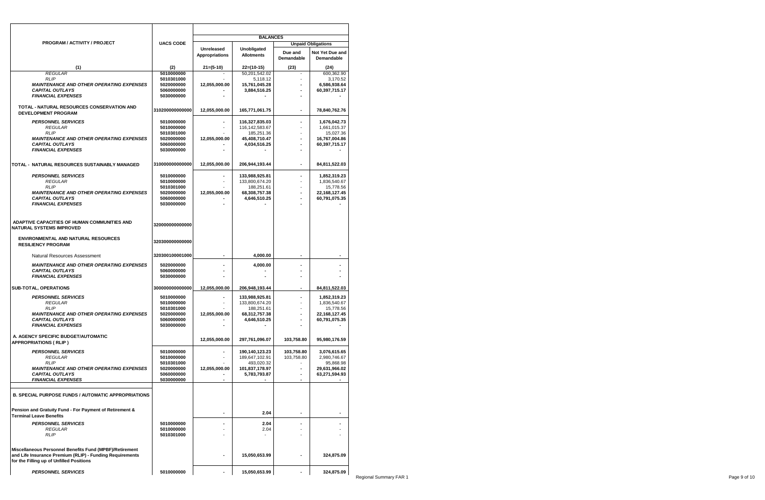| PROGRAM / ACTIVITY / PROJECT | UACS CODE | BALANCES | | | |
|---|---|---|---|---|---|
| | | Unreleased Appropriations | Unobligated Allotments | Unpaid Obligations | |
| | | | | Due and Demandable | Not Yet Due and Demandable |
| (1) | (2) | 21=(5-10) | 22=(10-15) | (23) | (24) |
| *REGULAR* | 5010000000 | - | 50,201,542.02 | - | 600,362.90 |
| *RLIP* | 5010301000 | - | 5,118.12 | - | 3,170.52 |
| ***MAINTENANCE AND OTHER OPERATING EXPENSES*** | 5020000000 | 12,055,000.00 | 15,761,045.28 | - | 6,586,938.64 |
| ***CAPITAL OUTLAYS*** | 5060000000 | - | 3,884,516.25 | - | 60,397,715.17 |
| ***FINANCIAL EXPENSES*** | 5030000000 | - | - | - | - |
| **TOTAL - NATURAL RESOURCES CONSERVATION AND DEVELOPMENT PROGRAM** | 310200000000000 | 12,055,000.00 | 165,771,061.75 | - | 78,840,762.76 |
| ***PERSONNEL SERVICES*** | 5010000000 | - | 116,327,835.03 | - | 1,676,042.73 |
| *REGULAR* | 5010000000 | - | 116,142,583.67 | - | 1,661,015.37 |
| *RLIP* | 5010301000 | - | 185,251.36 | - | 15,027.36 |
| ***MAINTENANCE AND OTHER OPERATING EXPENSES*** | 5020000000 | 12,055,000.00 | 45,408,710.47 | - | 16,767,004.86 |
| ***CAPITAL OUTLAYS*** | 5060000000 | - | 4,034,516.25 | - | 60,397,715.17 |
| ***FINANCIAL EXPENSES*** | 5030000000 | - | - | - | - |
| **TOTAL - NATURAL RESOURCES SUSTAINABLY MANAGED** | 310000000000000 | 12,055,000.00 | 206,944,193.44 | - | 84,811,522.03 |
| ***PERSONNEL SERVICES*** | 5010000000 | - | 133,988,925.81 | - | 1,852,319.23 |
| *REGULAR* | 5010000000 | - | 133,800,674.20 | - | 1,836,540.67 |
| *RLIP* | 5010301000 | - | 188,251.61 | - | 15,778.56 |
| ***MAINTENANCE AND OTHER OPERATING EXPENSES*** | 5020000000 | 12,055,000.00 | 68,308,757.38 | - | 22,168,127.45 |
| ***CAPITAL OUTLAYS*** | 5060000000 | - | 4,646,510.25 | - | 60,791,075.35 |
| ***FINANCIAL EXPENSES*** | 5030000000 | - | - | - | - |
| **ADAPTIVE CAPACITIES OF HUMAN COMMUNITIES AND NATURAL SYSTEMS IMPROVED** | 320000000000000 | | | | |
| **ENVIRONMENTAL AND NATURAL RESOURCES RESILIENCY PROGRAM** | 320300000000000 | | | | |
| Natural Resources Assessment | 320300100001000 | - | 4,000.00 | - | - |
| ***MAINTENANCE AND OTHER OPERATING EXPENSES*** | 5020000000 | - | 4,000.00 | - | - |
| ***CAPITAL OUTLAYS*** | 5060000000 | - | - | - | - |
| ***FINANCIAL EXPENSES*** | 5030000000 | - | - | - | - |
| **SUB-TOTAL, OPERATIONS** | 300000000000000 | 12,055,000.00 | 206,948,193.44 | - | 84,811,522.03 |
| ***PERSONNEL SERVICES*** | 5010000000 | - | 133,988,925.81 | - | 1,852,319.23 |
| *REGULAR* | 5010000000 | - | 133,800,674.20 | - | 1,836,540.67 |
| *RLIP* | 5010301000 | - | 188,251.61 | - | 15,778.56 |
| ***MAINTENANCE AND OTHER OPERATING EXPENSES*** | 5020000000 | 12,055,000.00 | 68,312,757.38 | - | 22,168,127.45 |
| ***CAPITAL OUTLAYS*** | 5060000000 | - | 4,646,510.25 | - | 60,791,075.35 |
| ***FINANCIAL EXPENSES*** | 5030000000 | - | - | - | - |
| **A. AGENCY SPECIFIC BUDGET/AUTOMATIC APPROPRIATIONS ( RLIP )** | | 12,055,000.00 | 297,761,096.07 | 103,758.80 | 95,980,176.59 |
| ***PERSONNEL SERVICES*** | 5010000000 | - | 190,140,123.23 | 103,758.80 | 3,076,615.65 |
| *REGULAR* | 5010000000 | - | 189,647,102.91 | 103,758.80 | 2,980,746.67 |
| *RLIP* | 5010301000 | - | 493,020.32 | - | 95,868.98 |
| ***MAINTENANCE AND OTHER OPERATING EXPENSES*** | 5020000000 | 12,055,000.00 | 101,837,178.97 | - | 29,631,966.02 |
| ***CAPITAL OUTLAYS*** | 5060000000 | - | 5,783,793.87 | - | 63,271,594.93 |
| ***FINANCIAL EXPENSES*** | 5030000000 | - | - | - | - |
| **B. SPECIAL PURPOSE FUNDS / AUTOMATIC APPROPRIATIONS** | | | | | |
| **Pension and Gratuity Fund - For Payment of Retirement & Terminal Leave Benefits** | | - | 2.04 | - | - |
| ***PERSONNEL SERVICES*** | 5010000000 | - | 2.04 | - | - |
| *REGULAR* | 5010000000 | - | 2.04 | - | - |
| *RLIP* | 5010301000 | - | - | - | - |
| **Miscellaneous Personnel Benefits Fund (MPBF)/Retirement and Life Insurance Premium (RLIP) - Funding Requirements for the Filling up of Unfilled Positions** | | - | 15,050,653.99 | - | 324,875.09 |
| ***PERSONNEL SERVICES*** | 5010000000 | - | 15,050,653.99 | - | 324,875.09 |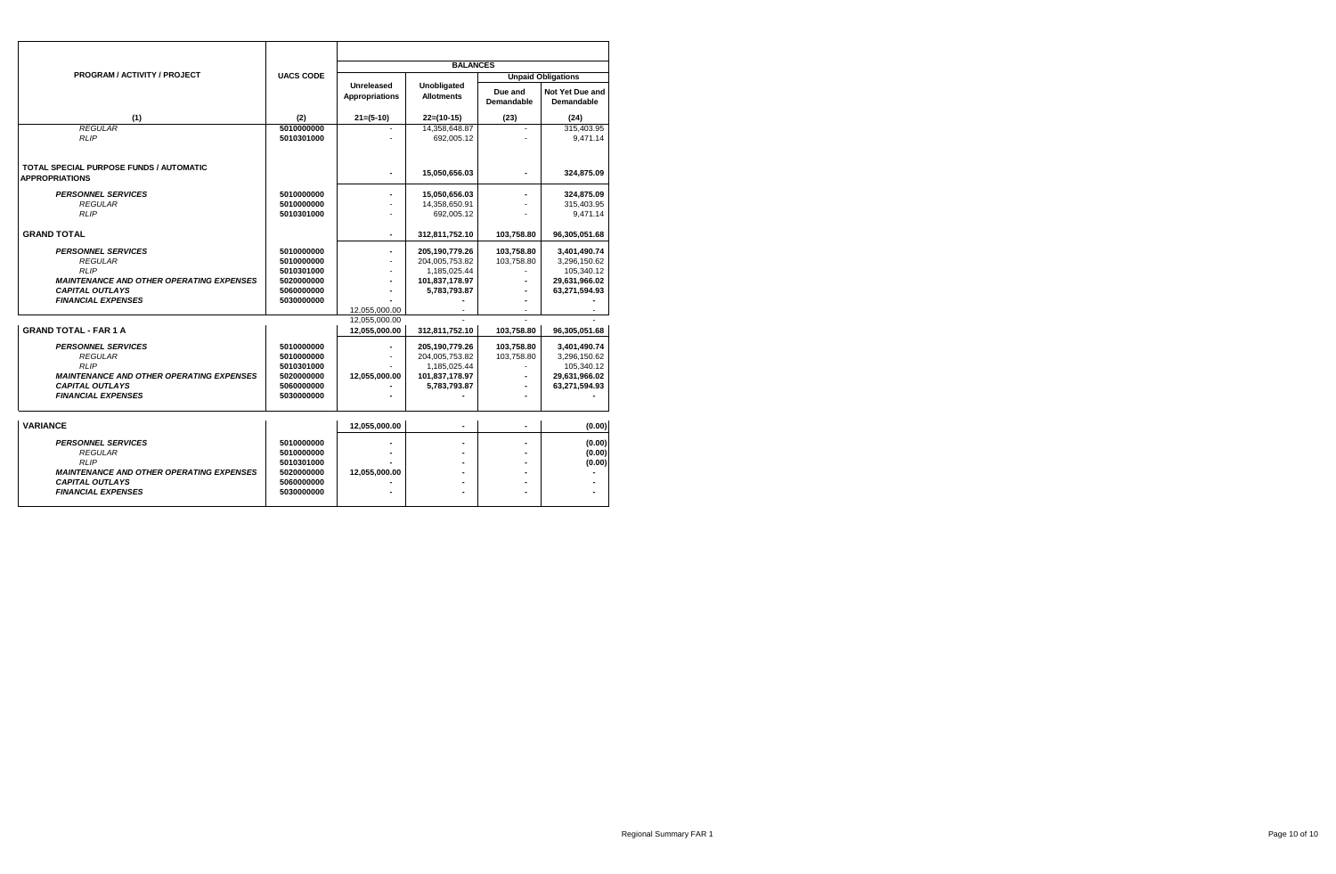| PROGRAM / ACTIVITY / PROJECT | UACS CODE | BALANCES | | | |
|---|---|---|---|---|---|
| | | Unreleased Appropriations | Unobligated Allotments | Unpaid Obligations | |
| | | | | Due and Demandable | Not Yet Due and Demandable |
| (1) | (2) | 21=(5-10) | 22=(10-15) | (23) | (24) |
| *REGULAR* | 5010000000 | - | 14,358,648.87 | - | 315,403.95 |
| *RLIP* | 5010301000 | - | 692,005.12 | - | 9,471.14 |
| **TOTAL SPECIAL PURPOSE FUNDS / AUTOMATIC APPROPRIATIONS** | | **-** | **15,050,656.03** | **-** | **324,875.09** |
| ***PERSONNEL SERVICES*** | 5010000000 | **-** | **15,050,656.03** | **-** | **324,875.09** |
| *REGULAR* | 5010000000 | - | 14,358,650.91 | - | 315,403.95 |
| *RLIP* | 5010301000 | - | 692,005.12 | - | 9,471.14 |
| **GRAND TOTAL** | | **-** | **312,811,752.10** | **103,758.80** | **96,305,051.68** |
| ***PERSONNEL SERVICES*** | 5010000000 | **-** | **205,190,779.26** | **103,758.80** | **3,401,490.74** |
| *REGULAR* | 5010000000 | - | 204,005,753.82 | 103,758.80 | 3,296,150.62 |
| *RLIP* | 5010301000 | - | 1,185,025.44 | - | 105,340.12 |
| ***MAINTENANCE AND OTHER OPERATING EXPENSES*** | 5020000000 | **-** | **101,837,178.97** | **-** | **29,631,966.02** |
| ***CAPITAL OUTLAYS*** | 5060000000 | **-** | **5,783,793.87** | **-** | **63,271,594.93** |
| ***FINANCIAL EXPENSES*** | 5030000000 | **-** | **-** | **-** | **-** |
| | | 12,055,000.00 | - | - | - |
| | | 12,055,000.00 | - | - | - |
| **GRAND TOTAL - FAR 1 A** | | **12,055,000.00** | **312,811,752.10** | **103,758.80** | **96,305,051.68** |
| ***PERSONNEL SERVICES*** | 5010000000 | **-** | **205,190,779.26** | **103,758.80** | **3,401,490.74** |
| *REGULAR* | 5010000000 | - | 204,005,753.82 | 103,758.80 | 3,296,150.62 |
| *RLIP* | 5010301000 | - | 1,185,025.44 | - | 105,340.12 |
| ***MAINTENANCE AND OTHER OPERATING EXPENSES*** | 5020000000 | **12,055,000.00** | **101,837,178.97** | **-** | **29,631,966.02** |
| ***CAPITAL OUTLAYS*** | 5060000000 | **-** | **5,783,793.87** | **-** | **63,271,594.93** |
| ***FINANCIAL EXPENSES*** | 5030000000 | **-** | **-** | **-** | **-** |
| **VARIANCE** | | **12,055,000.00** | **-** | **-** | **(0.00)** |
| ***PERSONNEL SERVICES*** | 5010000000 | **-** | **-** | **-** | **(0.00)** |
| *REGULAR* | 5010000000 | **-** | **-** | **-** | **(0.00)** |
| *RLIP* | 5010301000 | **-** | **-** | **-** | **(0.00)** |
| ***MAINTENANCE AND OTHER OPERATING EXPENSES*** | 5020000000 | **12,055,000.00** | **-** | **-** | **-** |
| ***CAPITAL OUTLAYS*** | 5060000000 | **-** | **-** | **-** | **-** |
| ***FINANCIAL EXPENSES*** | 5030000000 | **-** | **-** | **-** | **-** |

Regional Summary FAR 1